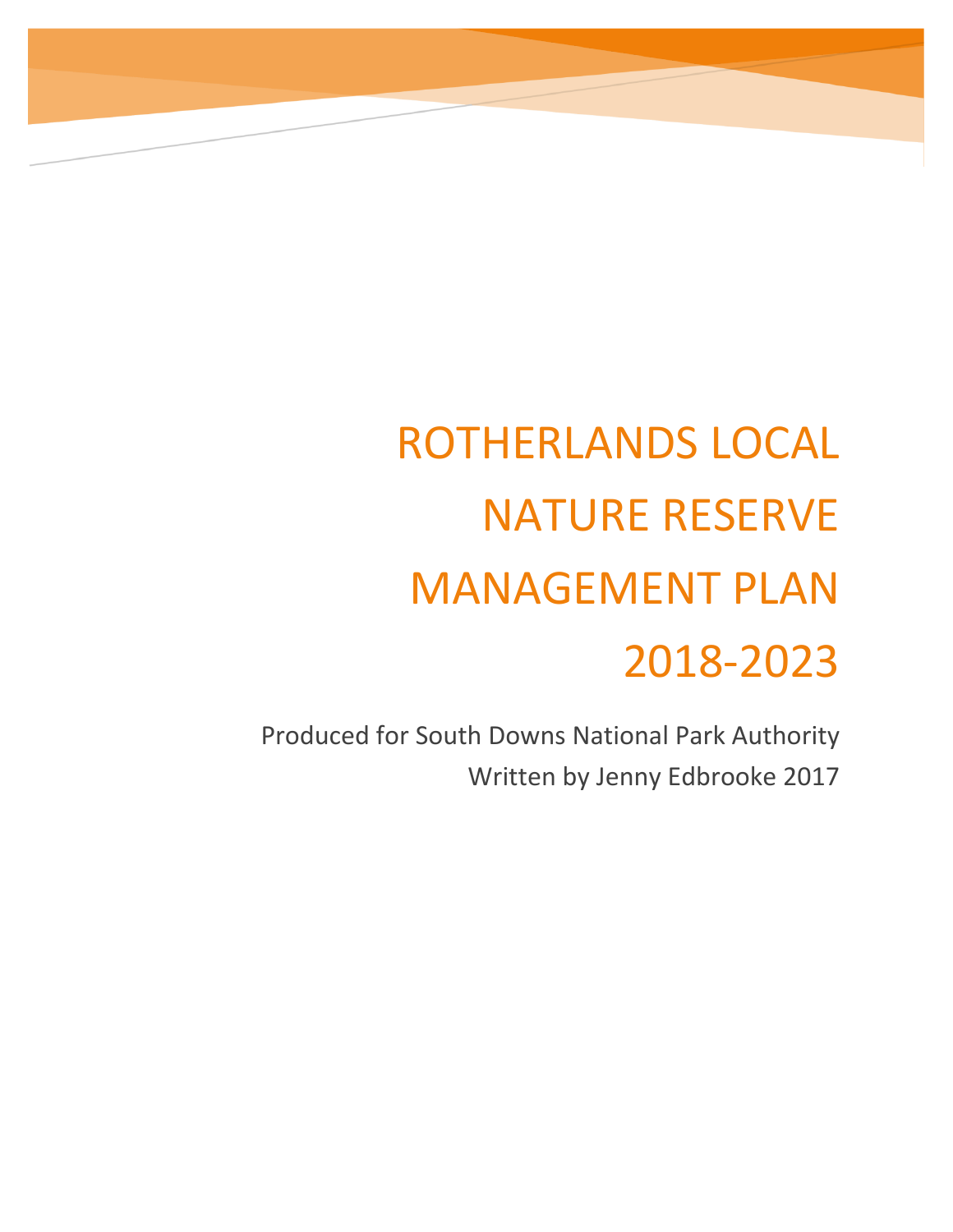# ROTHERLANDS LOCAL NATURE RESERVE MANAGEMENT PLAN 2018-2023

Produced for South Downs National Park Authority

Written by Jenny Edbrooke 2017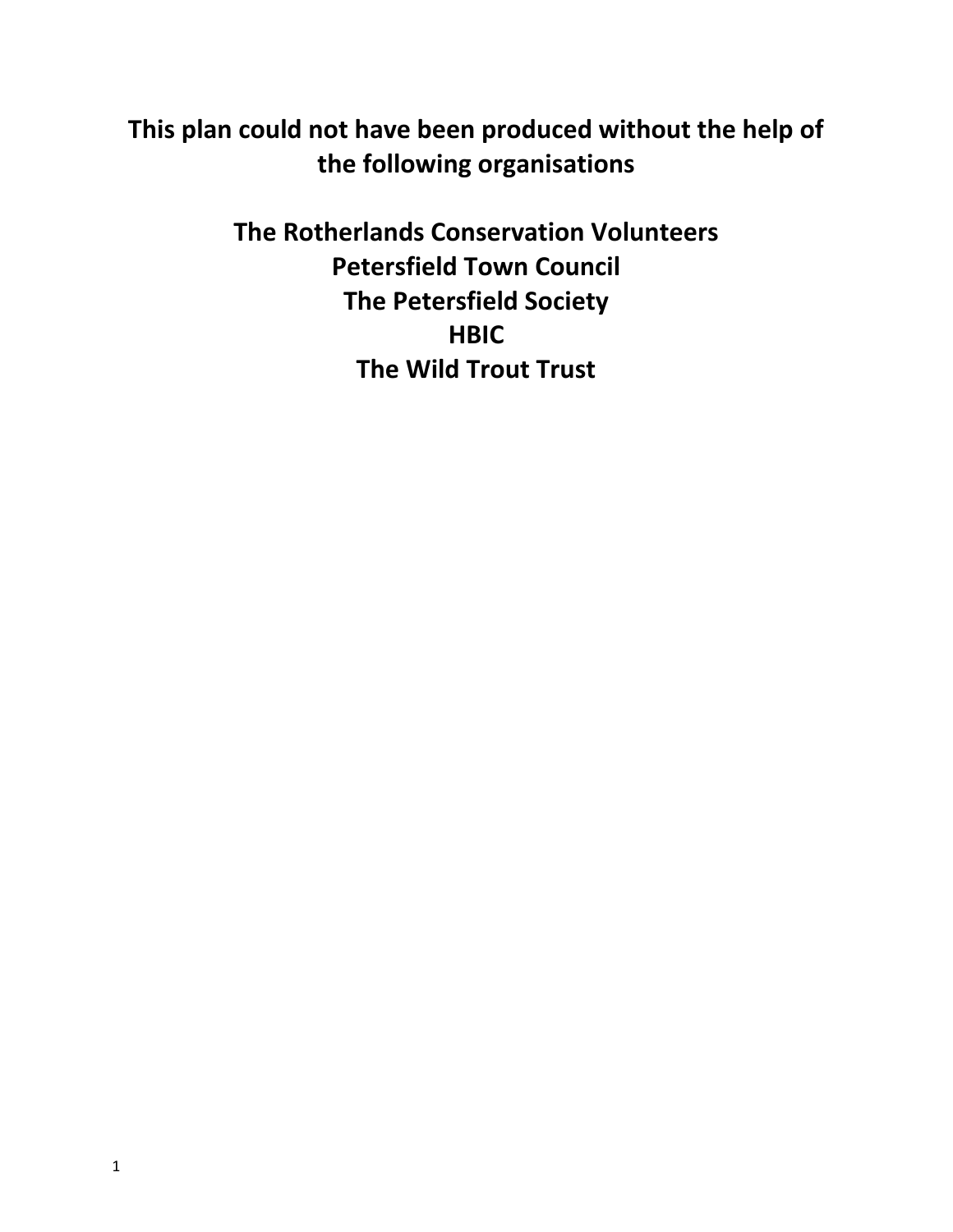**This plan could not have been produced without the help of the following organisations**

**The Rotherlands Conservation Volunteers**
**Petersfield Town Council**
**The Petersfield Society**
**HBIC**
**The Wild Trout Trust**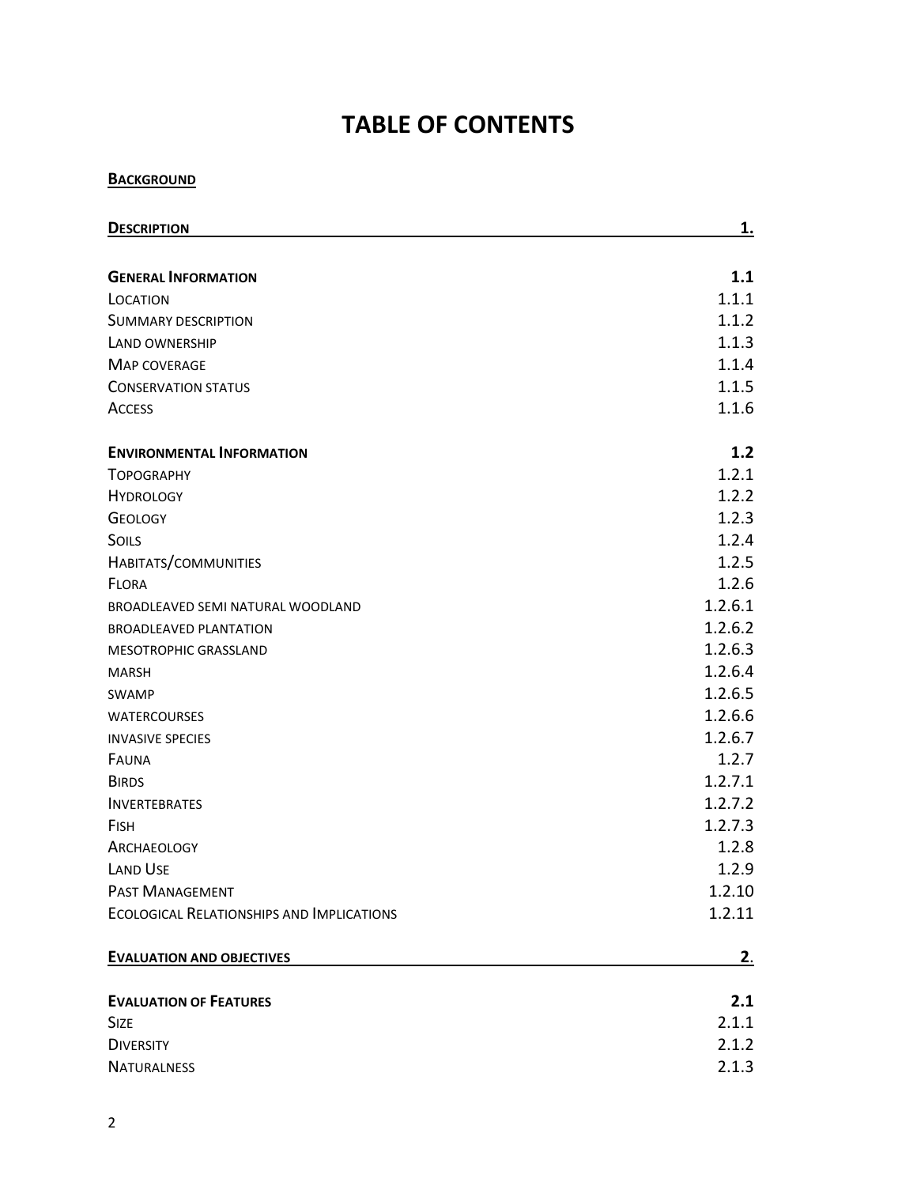# TABLE OF CONTENTS

**BACKGROUND**

| | |
|---|---|
| **DESCRIPTION** | **1.** |
| | |
| **GENERAL INFORMATION** | **1.1** |
| LOCATION | 1.1.1 |
| SUMMARY DESCRIPTION | 1.1.2 |
| LAND OWNERSHIP | 1.1.3 |
| MAP COVERAGE | 1.1.4 |
| CONSERVATION STATUS | 1.1.5 |
| ACCESS | 1.1.6 |
| | |
| **ENVIRONMENTAL INFORMATION** | **1.2** |
| TOPOGRAPHY | 1.2.1 |
| HYDROLOGY | 1.2.2 |
| GEOLOGY | 1.2.3 |
| SOILS | 1.2.4 |
| HABITATS/COMMUNITIES | 1.2.5 |
| FLORA | 1.2.6 |
| BROADLEAVED SEMI NATURAL WOODLAND | 1.2.6.1 |
| BROADLEAVED PLANTATION | 1.2.6.2 |
| MESOTROPHIC GRASSLAND | 1.2.6.3 |
| MARSH | 1.2.6.4 |
| SWAMP | 1.2.6.5 |
| WATERCOURSES | 1.2.6.6 |
| INVASIVE SPECIES | 1.2.6.7 |
| FAUNA | 1.2.7 |
| BIRDS | 1.2.7.1 |
| INVERTEBRATES | 1.2.7.2 |
| FISH | 1.2.7.3 |
| ARCHAEOLOGY | 1.2.8 |
| LAND USE | 1.2.9 |
| PAST MANAGEMENT | 1.2.10 |
| ECOLOGICAL RELATIONSHIPS AND IMPLICATIONS | 1.2.11 |
| | |
| **EVALUATION AND OBJECTIVES** | **2.** |
| | |
| **EVALUATION OF FEATURES** | **2.1** |
| SIZE | 2.1.1 |
| DIVERSITY | 2.1.2 |
| NATURALNESS | 2.1.3 |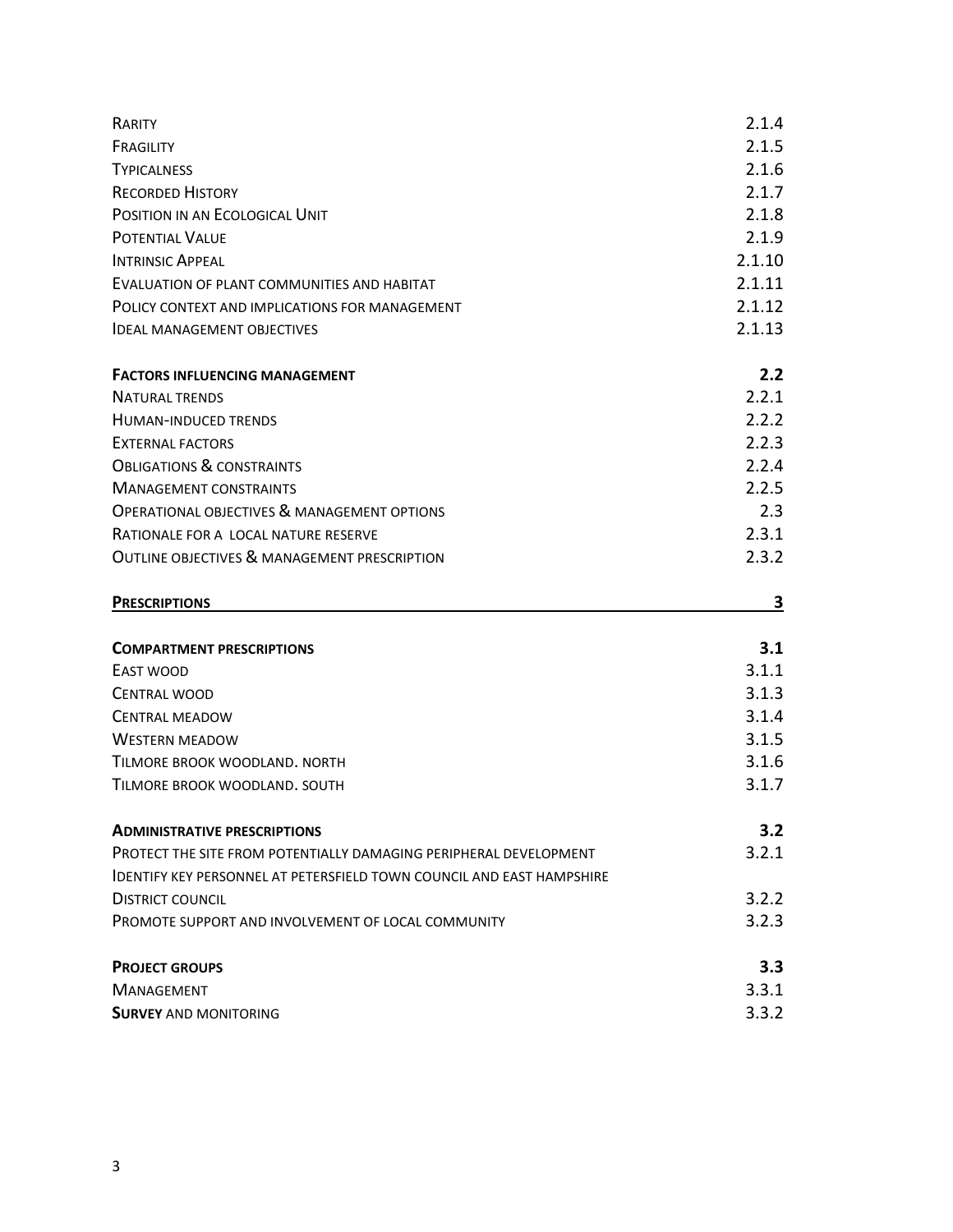| | |
|---|---|
| Rarity | 2.1.4 |
| Fragility | 2.1.5 |
| Typicalness | 2.1.6 |
| Recorded History | 2.1.7 |
| Position in an Ecological Unit | 2.1.8 |
| Potential Value | 2.1.9 |
| Intrinsic Appeal | 2.1.10 |
| Evaluation of plant communities and habitat | 2.1.11 |
| Policy context and implications for management | 2.1.12 |
| Ideal management objectives | 2.1.13 |
| **Factors influencing management** | **2.2** |
| Natural trends | 2.2.1 |
| Human-induced trends | 2.2.2 |
| External factors | 2.2.3 |
| Obligations & constraints | 2.2.4 |
| Management constraints | 2.2.5 |
| Operational objectives & management options | 2.3 |
| Rationale for a local nature reserve | 2.3.1 |
| Outline objectives & management prescription | 2.3.2 |
| **Prescriptions** | **3** |
| **Compartment prescriptions** | **3.1** |
| East wood | 3.1.1 |
| Central wood | 3.1.3 |
| Central meadow | 3.1.4 |
| Western meadow | 3.1.5 |
| Tilmore brook woodland. north | 3.1.6 |
| Tilmore brook woodland. south | 3.1.7 |
| **Administrative prescriptions** | **3.2** |
| Protect the site from potentially damaging peripheral development | 3.2.1 |
| Identify key personnel at Petersfield Town Council and East Hampshire District council | 3.2.2 |
| Promote support and involvement of local community | 3.2.3 |
| **Project groups** | **3.3** |
| Management | 3.3.1 |
| **Survey** and monitoring | 3.3.2 |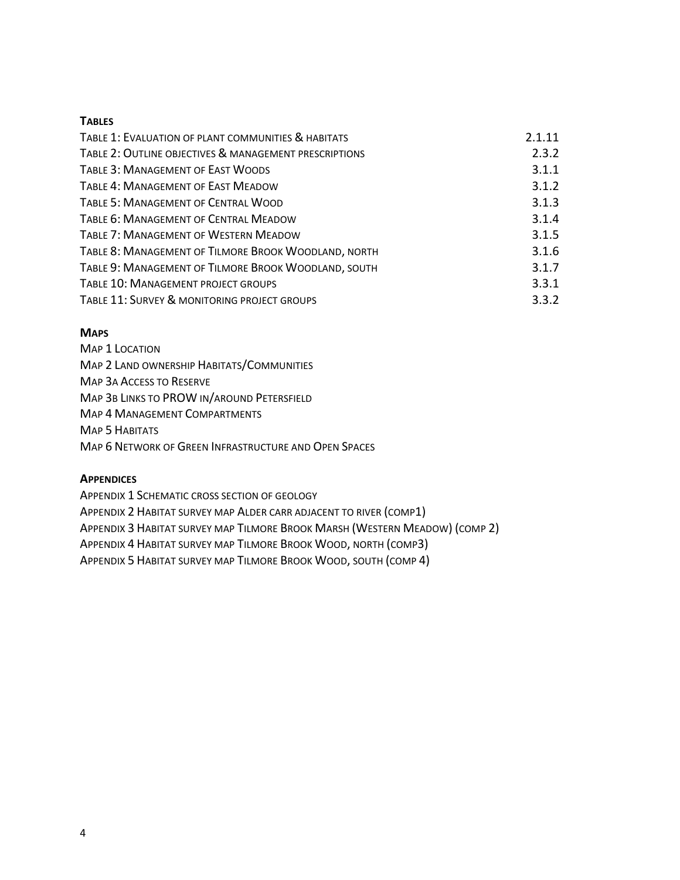**Tables**

| | |
|---|---|
| Table 1: Evaluation of plant communities & habitats | 2.1.11 |
| Table 2: Outline objectives & management prescriptions | 2.3.2 |
| Table 3: Management of East Woods | 3.1.1 |
| Table 4: Management of East Meadow | 3.1.2 |
| Table 5: Management of Central Wood | 3.1.3 |
| Table 6: Management of Central Meadow | 3.1.4 |
| Table 7: Management of Western Meadow | 3.1.5 |
| Table 8: Management of Tilmore Brook Woodland, north | 3.1.6 |
| Table 9: Management of Tilmore Brook Woodland, south | 3.1.7 |
| Table 10: Management project groups | 3.3.1 |
| Table 11: Survey & monitoring project groups | 3.3.2 |

**Maps**

Map 1 Location
Map 2 Land ownership Habitats/Communities
Map 3a Access to Reserve
Map 3b Links to PROW in/around Petersfield
Map 4 Management Compartments
Map 5 Habitats
Map 6 Network of Green Infrastructure and Open Spaces

**Appendices**

Appendix 1 Schematic cross section of geology
Appendix 2 Habitat survey map Alder carr adjacent to river (comp1)
Appendix 3 Habitat survey map Tilmore Brook Marsh (Western Meadow) (comp 2)
Appendix 4 Habitat survey map Tilmore Brook Wood, north (comp3)
Appendix 5 Habitat survey map Tilmore Brook Wood, south (comp 4)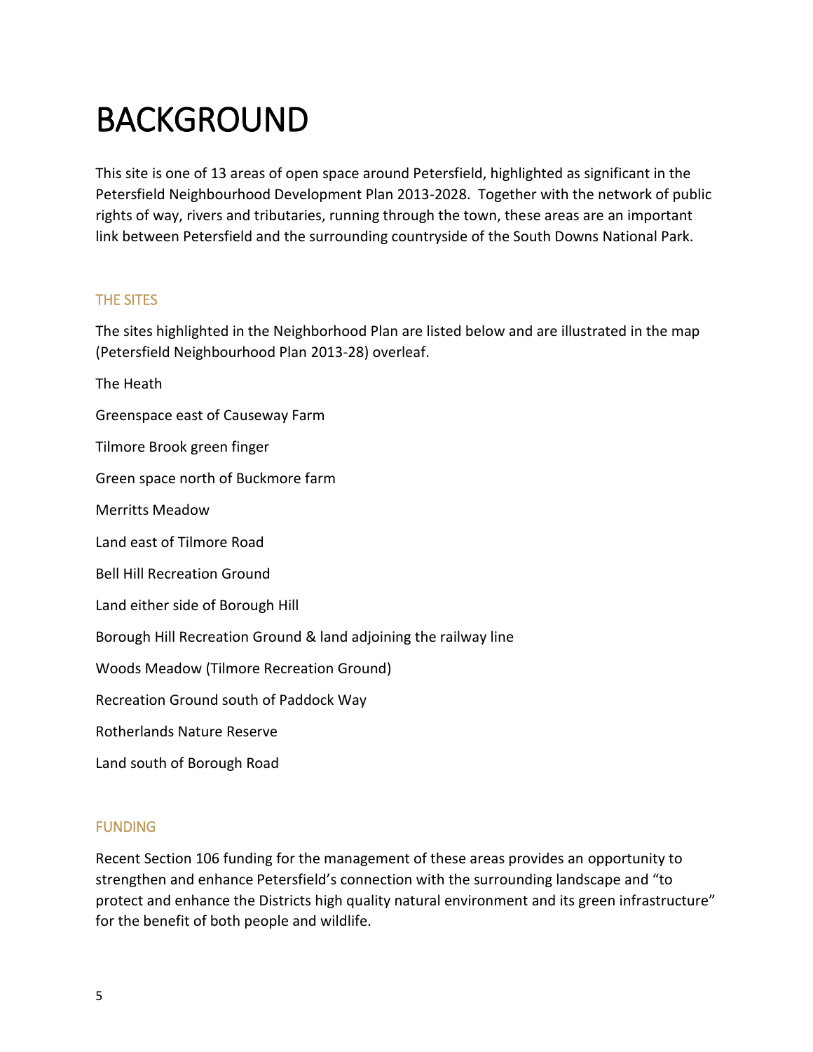# BACKGROUND

This site is one of 13 areas of open space around Petersfield, highlighted as significant in the Petersfield Neighbourhood Development Plan 2013-2028. Together with the network of public rights of way, rivers and tributaries, running through the town, these areas are an important link between Petersfield and the surrounding countryside of the South Downs National Park.

## THE SITES

The sites highlighted in the Neighborhood Plan are listed below and are illustrated in the map (Petersfield Neighbourhood Plan 2013-28) overleaf.

The Heath

Greenspace east of Causeway Farm

Tilmore Brook green finger

Green space north of Buckmore farm

Merritts Meadow

Land east of Tilmore Road

Bell Hill Recreation Ground

Land either side of Borough Hill

Borough Hill Recreation Ground & land adjoining the railway line

Woods Meadow (Tilmore Recreation Ground)

Recreation Ground south of Paddock Way

Rotherlands Nature Reserve

Land south of Borough Road

## FUNDING

Recent Section 106 funding for the management of these areas provides an opportunity to strengthen and enhance Petersfield's connection with the surrounding landscape and "to protect and enhance the Districts high quality natural environment and its green infrastructure" for the benefit of both people and wildlife.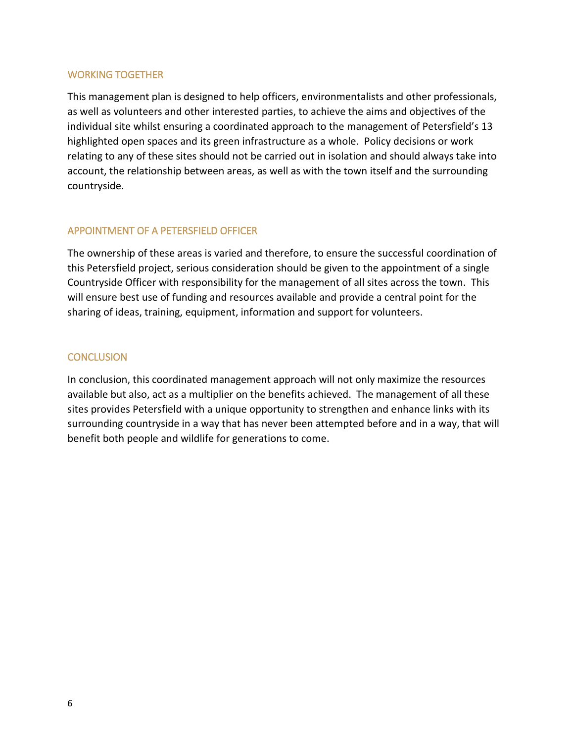## WORKING TOGETHER

This management plan is designed to help officers, environmentalists and other professionals, as well as volunteers and other interested parties, to achieve the aims and objectives of the individual site whilst ensuring a coordinated approach to the management of Petersfield's 13 highlighted open spaces and its green infrastructure as a whole. Policy decisions or work relating to any of these sites should not be carried out in isolation and should always take into account, the relationship between areas, as well as with the town itself and the surrounding countryside.

## APPOINTMENT OF A PETERSFIELD OFFICER

The ownership of these areas is varied and therefore, to ensure the successful coordination of this Petersfield project, serious consideration should be given to the appointment of a single Countryside Officer with responsibility for the management of all sites across the town. This will ensure best use of funding and resources available and provide a central point for the sharing of ideas, training, equipment, information and support for volunteers.

## CONCLUSION

In conclusion, this coordinated management approach will not only maximize the resources available but also, act as a multiplier on the benefits achieved. The management of all these sites provides Petersfield with a unique opportunity to strengthen and enhance links with its surrounding countryside in a way that has never been attempted before and in a way, that will benefit both people and wildlife for generations to come.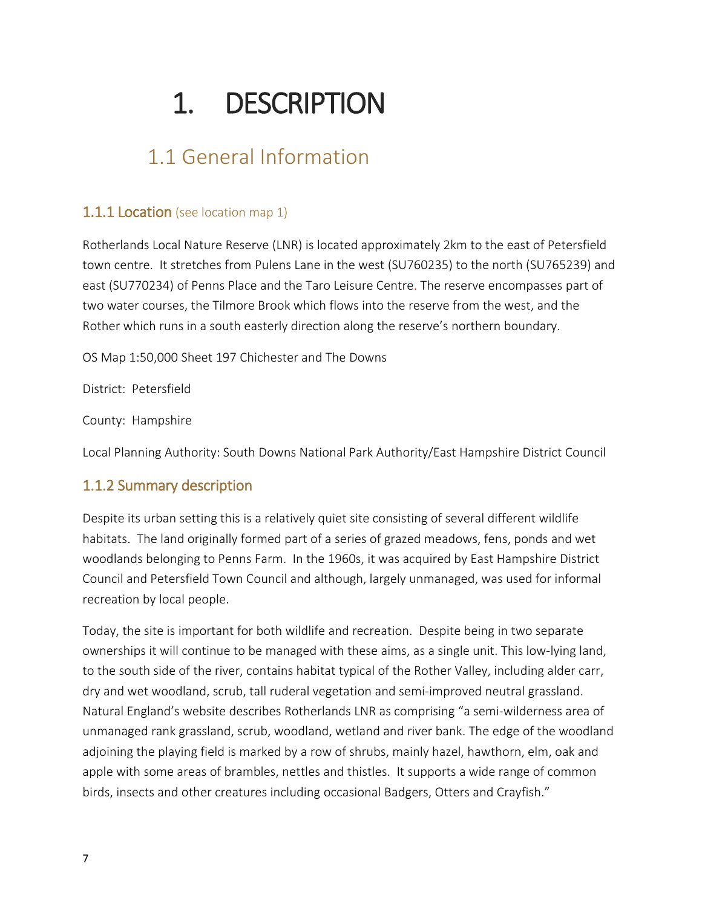# 1. DESCRIPTION

## 1.1 General Information

### 1.1.1 Location (see location map 1)

Rotherlands Local Nature Reserve (LNR) is located approximately 2km to the east of Petersfield town centre. It stretches from Pulens Lane in the west (SU760235) to the north (SU765239) and east (SU770234) of Penns Place and the Taro Leisure Centre. The reserve encompasses part of two water courses, the Tilmore Brook which flows into the reserve from the west, and the Rother which runs in a south easterly direction along the reserve's northern boundary.

OS Map 1:50,000 Sheet 197 Chichester and The Downs

District: Petersfield

County: Hampshire

Local Planning Authority: South Downs National Park Authority/East Hampshire District Council

### 1.1.2 Summary description

Despite its urban setting this is a relatively quiet site consisting of several different wildlife habitats. The land originally formed part of a series of grazed meadows, fens, ponds and wet woodlands belonging to Penns Farm. In the 1960s, it was acquired by East Hampshire District Council and Petersfield Town Council and although, largely unmanaged, was used for informal recreation by local people.

Today, the site is important for both wildlife and recreation. Despite being in two separate ownerships it will continue to be managed with these aims, as a single unit. This low-lying land, to the south side of the river, contains habitat typical of the Rother Valley, including alder carr, dry and wet woodland, scrub, tall ruderal vegetation and semi-improved neutral grassland. Natural England's website describes Rotherlands LNR as comprising "a semi-wilderness area of unmanaged rank grassland, scrub, woodland, wetland and river bank. The edge of the woodland adjoining the playing field is marked by a row of shrubs, mainly hazel, hawthorn, elm, oak and apple with some areas of brambles, nettles and thistles. It supports a wide range of common birds, insects and other creatures including occasional Badgers, Otters and Crayfish."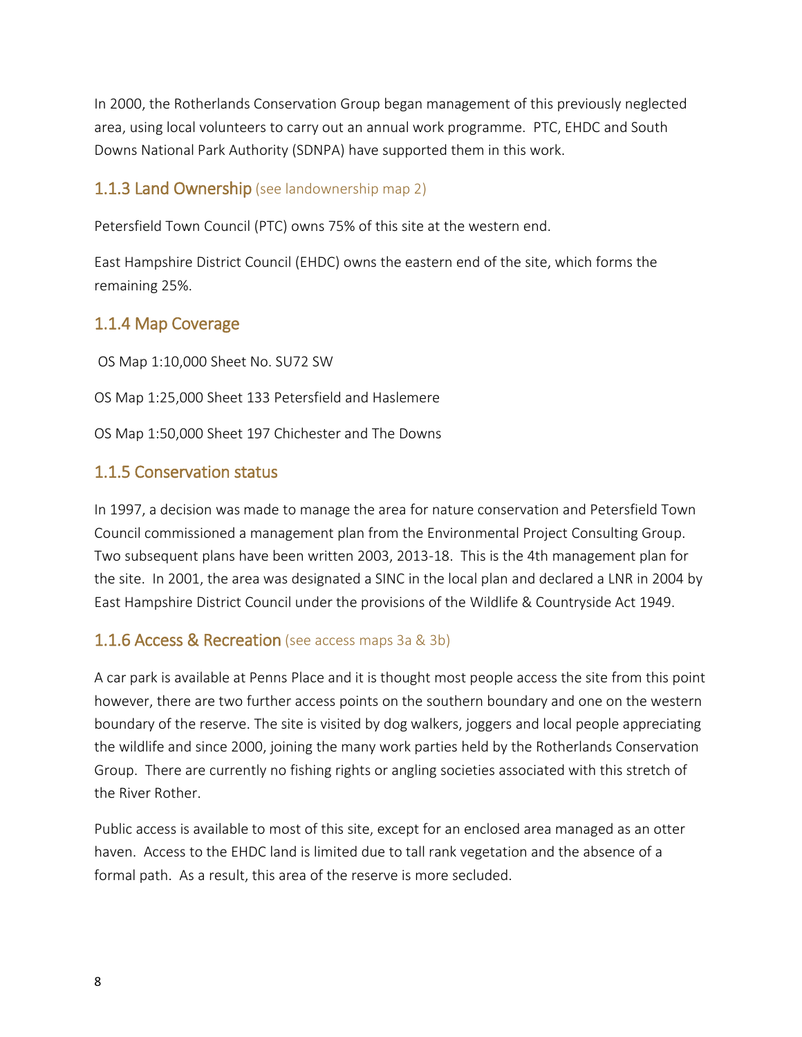In 2000, the Rotherlands Conservation Group began management of this previously neglected area, using local volunteers to carry out an annual work programme. PTC, EHDC and South Downs National Park Authority (SDNPA) have supported them in this work.

### 1.1.3 Land Ownership (see landownership map 2)

Petersfield Town Council (PTC) owns 75% of this site at the western end.

East Hampshire District Council (EHDC) owns the eastern end of the site, which forms the remaining 25%.

### 1.1.4 Map Coverage

OS Map 1:10,000 Sheet No. SU72 SW

OS Map 1:25,000 Sheet 133 Petersfield and Haslemere

OS Map 1:50,000 Sheet 197 Chichester and The Downs

### 1.1.5 Conservation status

In 1997, a decision was made to manage the area for nature conservation and Petersfield Town Council commissioned a management plan from the Environmental Project Consulting Group. Two subsequent plans have been written 2003, 2013-18. This is the 4th management plan for the site. In 2001, the area was designated a SINC in the local plan and declared a LNR in 2004 by East Hampshire District Council under the provisions of the Wildlife & Countryside Act 1949.

### 1.1.6 Access & Recreation (see access maps 3a & 3b)

A car park is available at Penns Place and it is thought most people access the site from this point however, there are two further access points on the southern boundary and one on the western boundary of the reserve. The site is visited by dog walkers, joggers and local people appreciating the wildlife and since 2000, joining the many work parties held by the Rotherlands Conservation Group. There are currently no fishing rights or angling societies associated with this stretch of the River Rother.

Public access is available to most of this site, except for an enclosed area managed as an otter haven. Access to the EHDC land is limited due to tall rank vegetation and the absence of a formal path. As a result, this area of the reserve is more secluded.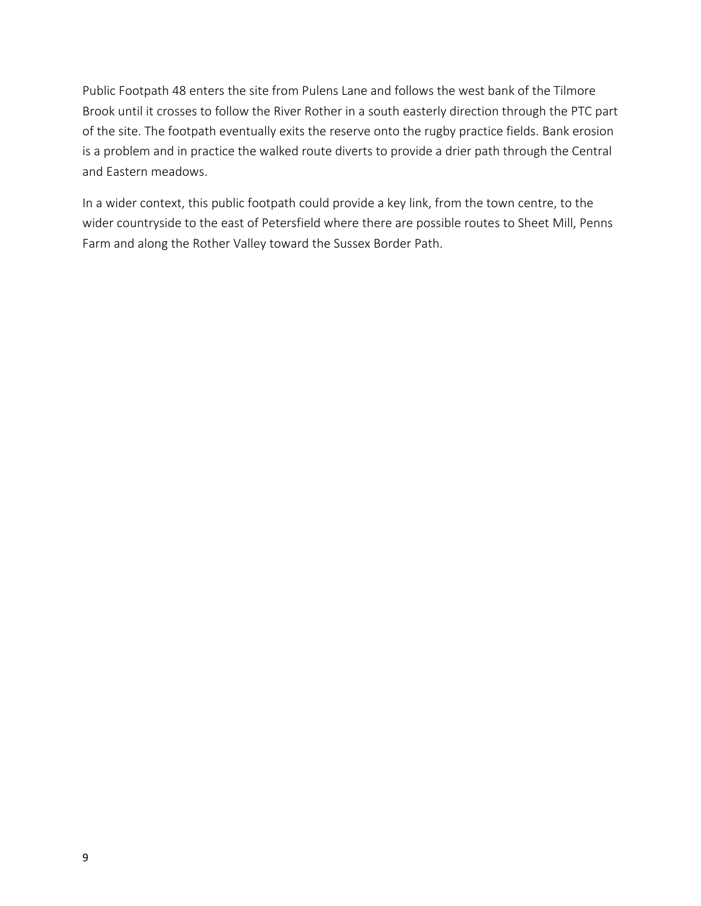Public Footpath 48 enters the site from Pulens Lane and follows the west bank of the Tilmore Brook until it crosses to follow the River Rother in a south easterly direction through the PTC part of the site. The footpath eventually exits the reserve onto the rugby practice fields. Bank erosion is a problem and in practice the walked route diverts to provide a drier path through the Central and Eastern meadows.

In a wider context, this public footpath could provide a key link, from the town centre, to the wider countryside to the east of Petersfield where there are possible routes to Sheet Mill, Penns Farm and along the Rother Valley toward the Sussex Border Path.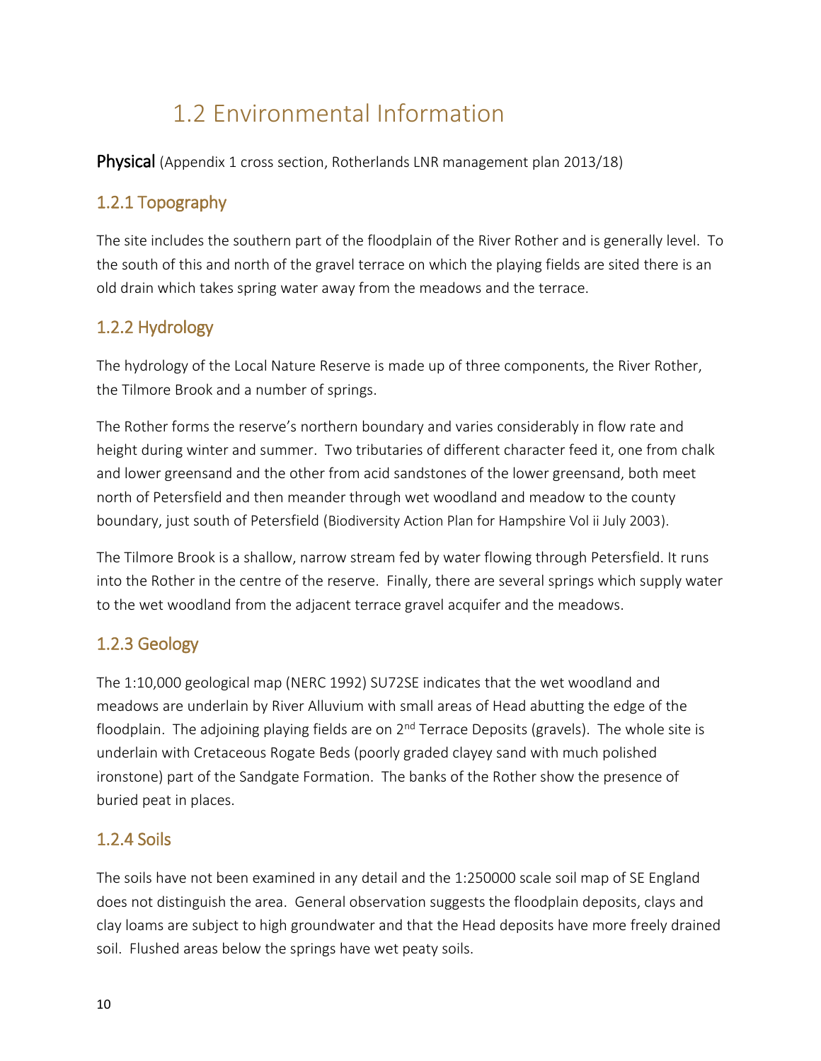# 1.2 Environmental Information

**Physical** (Appendix 1 cross section, Rotherlands LNR management plan 2013/18)

## 1.2.1 Topography

The site includes the southern part of the floodplain of the River Rother and is generally level. To the south of this and north of the gravel terrace on which the playing fields are sited there is an old drain which takes spring water away from the meadows and the terrace.

## 1.2.2 Hydrology

The hydrology of the Local Nature Reserve is made up of three components, the River Rother, the Tilmore Brook and a number of springs.

The Rother forms the reserve's northern boundary and varies considerably in flow rate and height during winter and summer. Two tributaries of different character feed it, one from chalk and lower greensand and the other from acid sandstones of the lower greensand, both meet north of Petersfield and then meander through wet woodland and meadow to the county boundary, just south of Petersfield (Biodiversity Action Plan for Hampshire Vol ii July 2003).

The Tilmore Brook is a shallow, narrow stream fed by water flowing through Petersfield. It runs into the Rother in the centre of the reserve. Finally, there are several springs which supply water to the wet woodland from the adjacent terrace gravel acquifer and the meadows.

## 1.2.3 Geology

The 1:10,000 geological map (NERC 1992) SU72SE indicates that the wet woodland and meadows are underlain by River Alluvium with small areas of Head abutting the edge of the floodplain. The adjoining playing fields are on 2nd Terrace Deposits (gravels). The whole site is underlain with Cretaceous Rogate Beds (poorly graded clayey sand with much polished ironstone) part of the Sandgate Formation. The banks of the Rother show the presence of buried peat in places.

## 1.2.4 Soils

The soils have not been examined in any detail and the 1:250000 scale soil map of SE England does not distinguish the area. General observation suggests the floodplain deposits, clays and clay loams are subject to high groundwater and that the Head deposits have more freely drained soil. Flushed areas below the springs have wet peaty soils.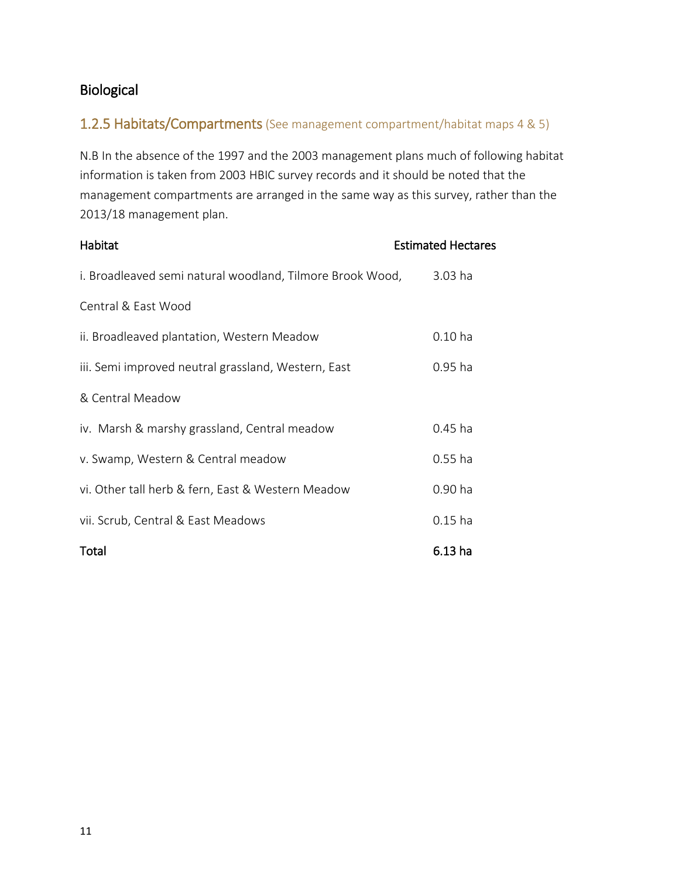## Biological

### 1.2.5 Habitats/Compartments (See management compartment/habitat maps 4 & 5)

N.B In the absence of the 1997 and the 2003 management plans much of following habitat information is taken from 2003 HBIC survey records and it should be noted that the management compartments are arranged in the same way as this survey, rather than the 2013/18 management plan.

| Habitat | Estimated Hectares |
|---|---|
| i. Broadleaved semi natural woodland, Tilmore Brook Wood, Central & East Wood | 3.03 ha |
| ii. Broadleaved plantation, Western Meadow | 0.10 ha |
| iii. Semi improved neutral grassland, Western, East & Central Meadow | 0.95 ha |
| iv. Marsh & marshy grassland, Central meadow | 0.45 ha |
| v. Swamp, Western & Central meadow | 0.55 ha |
| vi. Other tall herb & fern, East & Western Meadow | 0.90 ha |
| vii. Scrub, Central & East Meadows | 0.15 ha |
| **Total** | **6.13 ha** |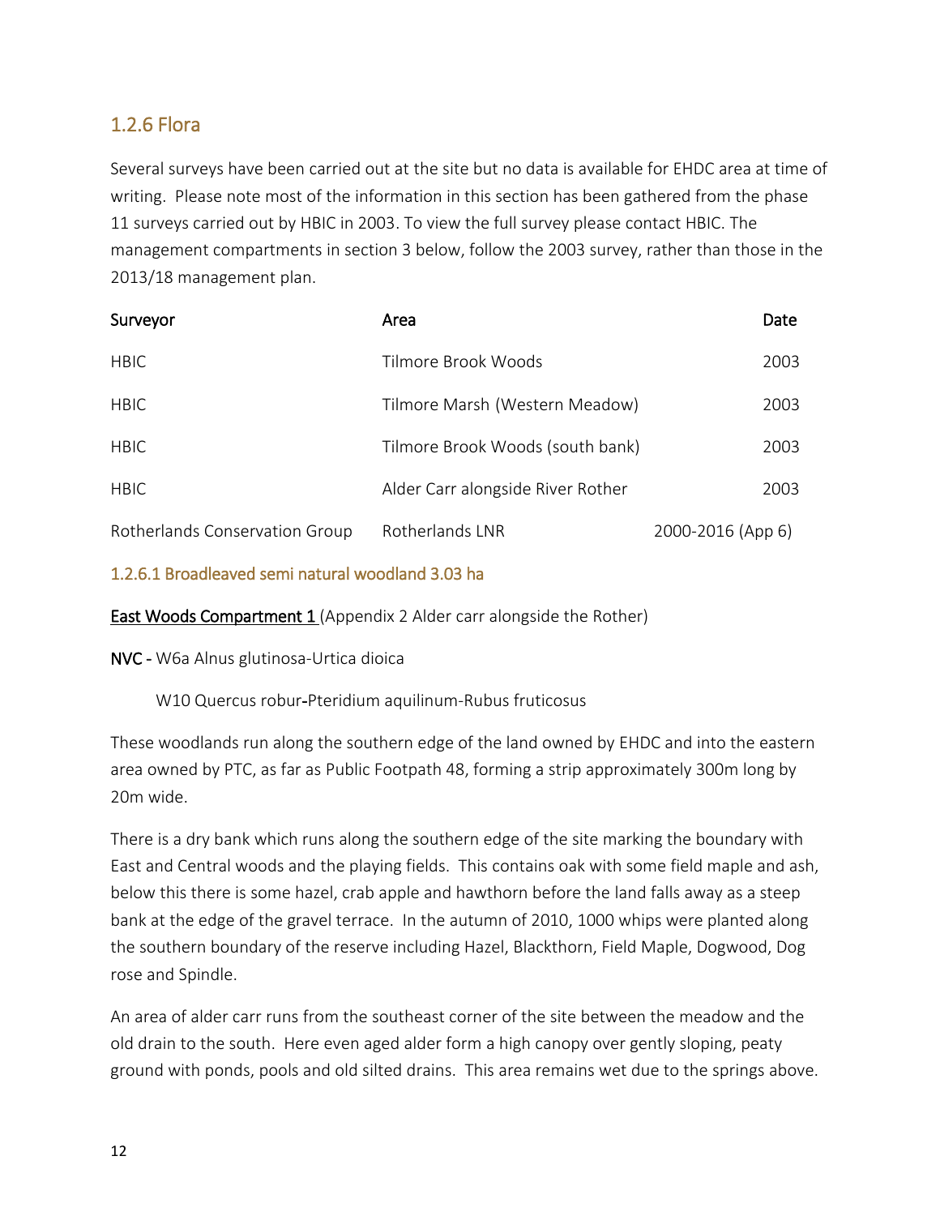## 1.2.6 Flora

Several surveys have been carried out at the site but no data is available for EHDC area at time of writing. Please note most of the information in this section has been gathered from the phase 11 surveys carried out by HBIC in 2003. To view the full survey please contact HBIC. The management compartments in section 3 below, follow the 2003 survey, rather than those in the 2013/18 management plan.

| Surveyor | Area | Date |
|---|---|---|
| HBIC | Tilmore Brook Woods | 2003 |
| HBIC | Tilmore Marsh (Western Meadow) | 2003 |
| HBIC | Tilmore Brook Woods (south bank) | 2003 |
| HBIC | Alder Carr alongside River Rother | 2003 |
| Rotherlands Conservation Group | Rotherlands LNR | 2000-2016 (App 6) |

### 1.2.6.1 Broadleaved semi natural woodland 3.03 ha

**East Woods Compartment 1** (Appendix 2 Alder carr alongside the Rother)

**NVC** - W6a Alnus glutinosa-Urtica dioica

W10 Quercus robur-Pteridium aquilinum-Rubus fruticosus

These woodlands run along the southern edge of the land owned by EHDC and into the eastern area owned by PTC, as far as Public Footpath 48, forming a strip approximately 300m long by 20m wide.

There is a dry bank which runs along the southern edge of the site marking the boundary with East and Central woods and the playing fields. This contains oak with some field maple and ash, below this there is some hazel, crab apple and hawthorn before the land falls away as a steep bank at the edge of the gravel terrace. In the autumn of 2010, 1000 whips were planted along the southern boundary of the reserve including Hazel, Blackthorn, Field Maple, Dogwood, Dog rose and Spindle.

An area of alder carr runs from the southeast corner of the site between the meadow and the old drain to the south. Here even aged alder form a high canopy over gently sloping, peaty ground with ponds, pools and old silted drains. This area remains wet due to the springs above.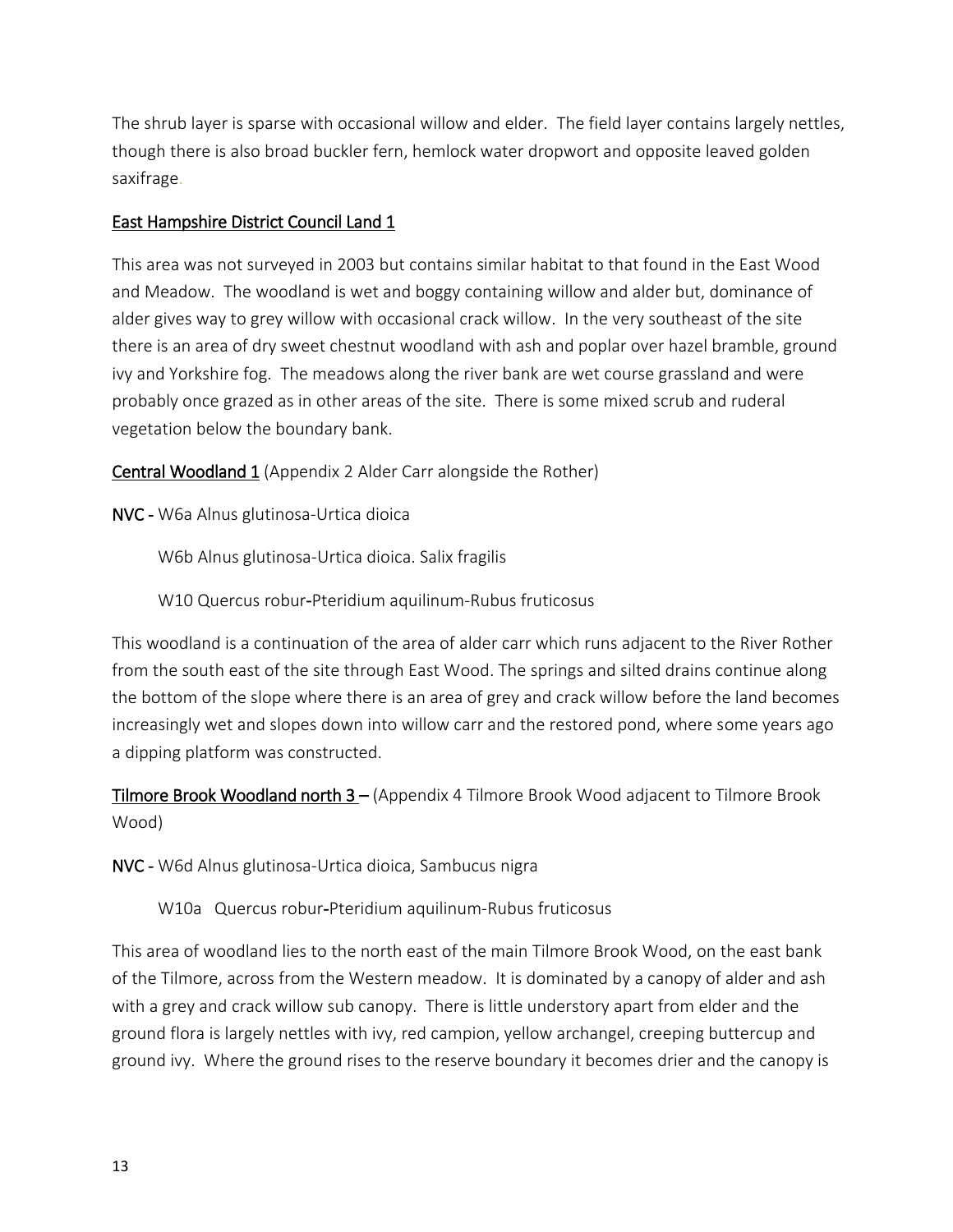The shrub layer is sparse with occasional willow and elder. The field layer contains largely nettles, though there is also broad buckler fern, hemlock water dropwort and opposite leaved golden saxifrage.

East Hampshire District Council Land 1

This area was not surveyed in 2003 but contains similar habitat to that found in the East Wood and Meadow. The woodland is wet and boggy containing willow and alder but, dominance of alder gives way to grey willow with occasional crack willow. In the very southeast of the site there is an area of dry sweet chestnut woodland with ash and poplar over hazel bramble, ground ivy and Yorkshire fog. The meadows along the river bank are wet course grassland and were probably once grazed as in other areas of the site. There is some mixed scrub and ruderal vegetation below the boundary bank.

**Central Woodland 1** (Appendix 2 Alder Carr alongside the Rother)

**NVC -** W6a Alnus glutinosa-Urtica dioica

W6b Alnus glutinosa-Urtica dioica. Salix fragilis

W10 Quercus robur-Pteridium aquilinum-Rubus fruticosus

This woodland is a continuation of the area of alder carr which runs adjacent to the River Rother from the south east of the site through East Wood. The springs and silted drains continue along the bottom of the slope where there is an area of grey and crack willow before the land becomes increasingly wet and slopes down into willow carr and the restored pond, where some years ago a dipping platform was constructed.

**Tilmore Brook Woodland north 3 –** (Appendix 4 Tilmore Brook Wood adjacent to Tilmore Brook Wood)

**NVC -** W6d Alnus glutinosa-Urtica dioica, Sambucus nigra

W10a Quercus robur-Pteridium aquilinum-Rubus fruticosus

This area of woodland lies to the north east of the main Tilmore Brook Wood, on the east bank of the Tilmore, across from the Western meadow. It is dominated by a canopy of alder and ash with a grey and crack willow sub canopy. There is little understory apart from elder and the ground flora is largely nettles with ivy, red campion, yellow archangel, creeping buttercup and ground ivy. Where the ground rises to the reserve boundary it becomes drier and the canopy is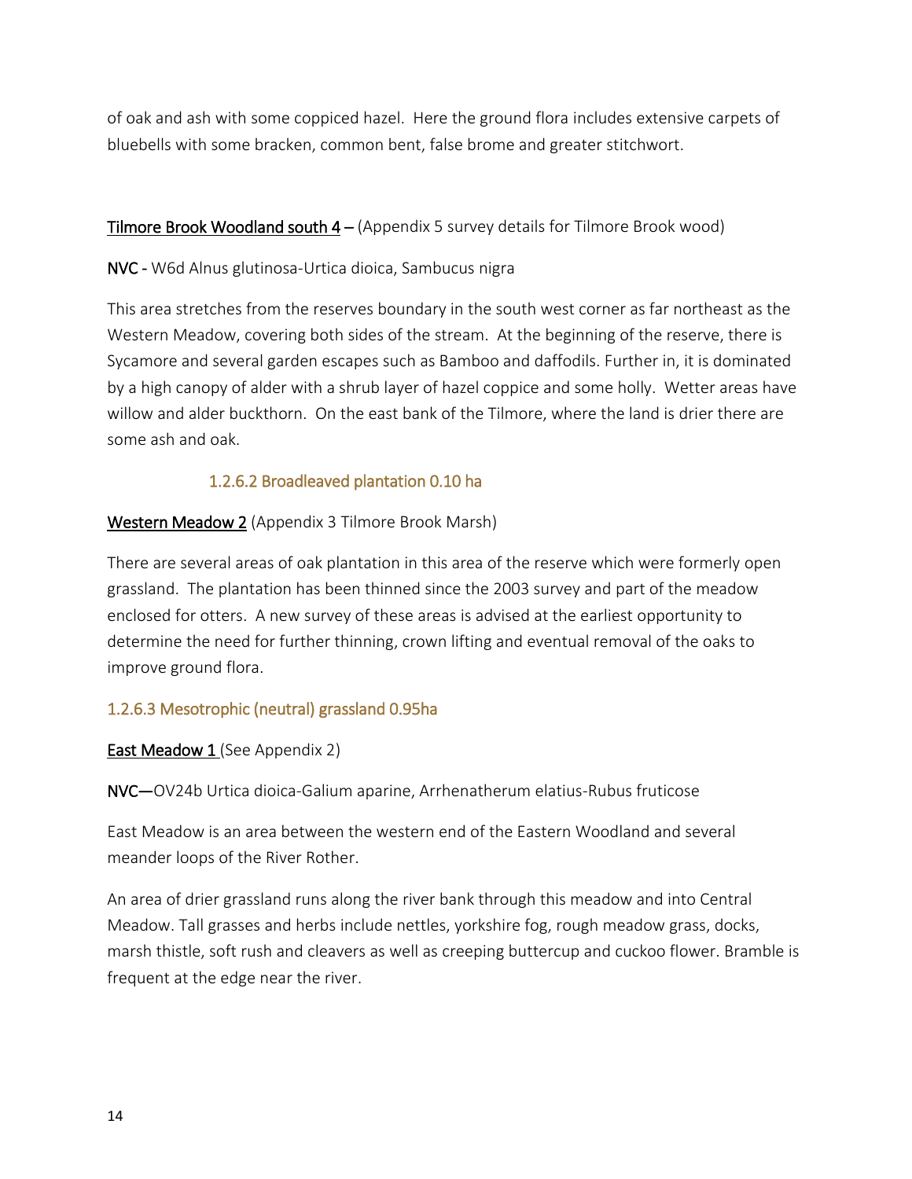of oak and ash with some coppiced hazel. Here the ground flora includes extensive carpets of bluebells with some bracken, common bent, false brome and greater stitchwort.

<u>Tilmore Brook Woodland south 4</u> – (Appendix 5 survey details for Tilmore Brook wood)

NVC - W6d Alnus glutinosa-Urtica dioica, Sambucus nigra

This area stretches from the reserves boundary in the south west corner as far northeast as the Western Meadow, covering both sides of the stream. At the beginning of the reserve, there is Sycamore and several garden escapes such as Bamboo and daffodils. Further in, it is dominated by a high canopy of alder with a shrub layer of hazel coppice and some holly. Wetter areas have willow and alder buckthorn. On the east bank of the Tilmore, where the land is drier there are some ash and oak.

#### 1.2.6.2 Broadleaved plantation 0.10 ha

<u>Western Meadow 2</u> (Appendix 3 Tilmore Brook Marsh)

There are several areas of oak plantation in this area of the reserve which were formerly open grassland. The plantation has been thinned since the 2003 survey and part of the meadow enclosed for otters. A new survey of these areas is advised at the earliest opportunity to determine the need for further thinning, crown lifting and eventual removal of the oaks to improve ground flora.

#### 1.2.6.3 Mesotrophic (neutral) grassland 0.95ha

<u>East Meadow 1</u> (See Appendix 2)

NVC—OV24b Urtica dioica-Galium aparine, Arrhenatherum elatius-Rubus fruticose

East Meadow is an area between the western end of the Eastern Woodland and several meander loops of the River Rother.

An area of drier grassland runs along the river bank through this meadow and into Central Meadow. Tall grasses and herbs include nettles, yorkshire fog, rough meadow grass, docks, marsh thistle, soft rush and cleavers as well as creeping buttercup and cuckoo flower. Bramble is frequent at the edge near the river.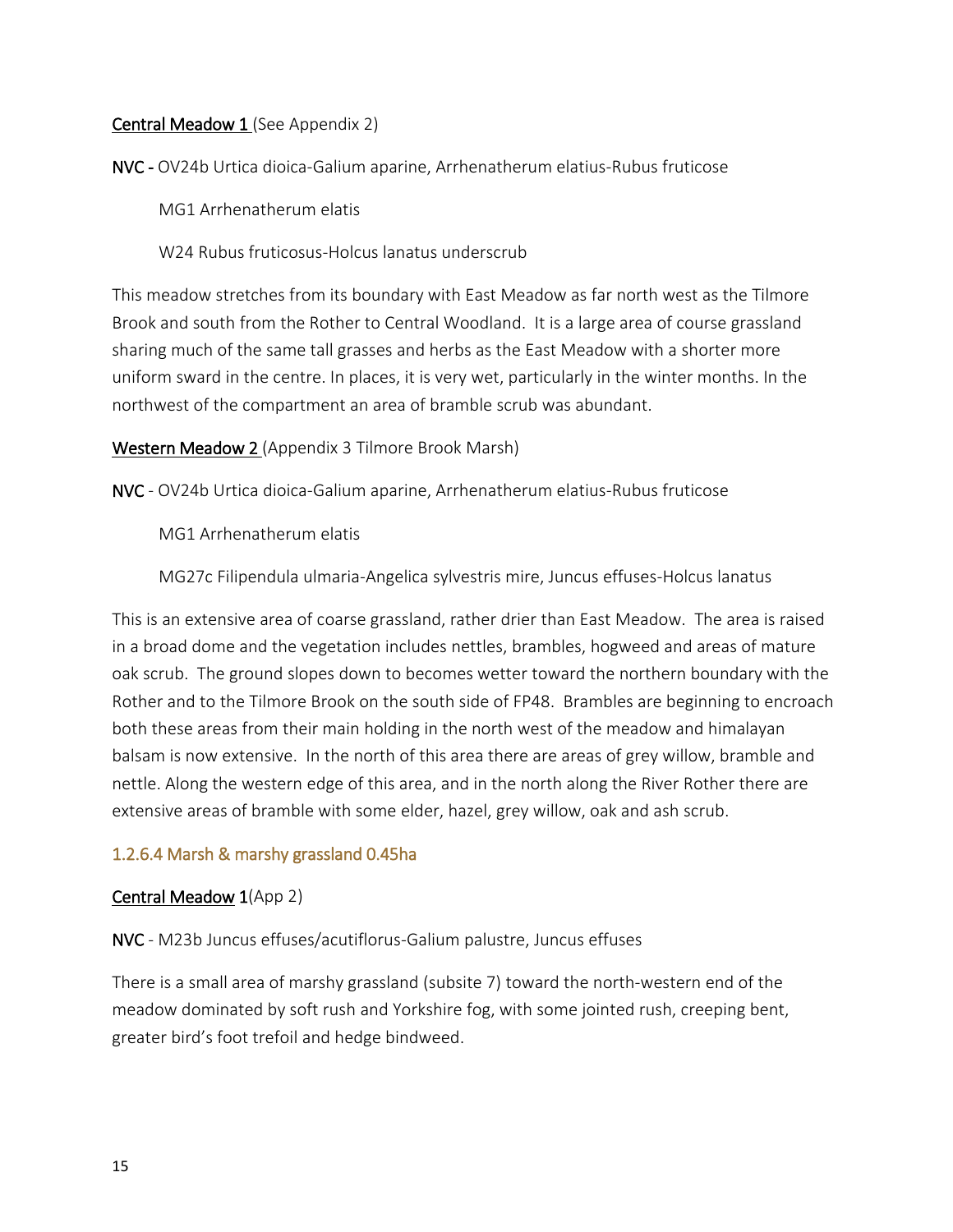**Central Meadow 1** (See Appendix 2)

**NVC -** OV24b Urtica dioica-Galium aparine, Arrhenatherum elatius-Rubus fruticose

MG1 Arrhenatherum elatis

W24 Rubus fruticosus-Holcus lanatus underscrub

This meadow stretches from its boundary with East Meadow as far north west as the Tilmore Brook and south from the Rother to Central Woodland. It is a large area of course grassland sharing much of the same tall grasses and herbs as the East Meadow with a shorter more uniform sward in the centre. In places, it is very wet, particularly in the winter months. In the northwest of the compartment an area of bramble scrub was abundant.

**Western Meadow 2** (Appendix 3 Tilmore Brook Marsh)

**NVC** - OV24b Urtica dioica-Galium aparine, Arrhenatherum elatius-Rubus fruticose

MG1 Arrhenatherum elatis

MG27c Filipendula ulmaria-Angelica sylvestris mire, Juncus effuses-Holcus lanatus

This is an extensive area of coarse grassland, rather drier than East Meadow. The area is raised in a broad dome and the vegetation includes nettles, brambles, hogweed and areas of mature oak scrub. The ground slopes down to becomes wetter toward the northern boundary with the Rother and to the Tilmore Brook on the south side of FP48. Brambles are beginning to encroach both these areas from their main holding in the north west of the meadow and himalayan balsam is now extensive. In the north of this area there are areas of grey willow, bramble and nettle. Along the western edge of this area, and in the north along the River Rother there are extensive areas of bramble with some elder, hazel, grey willow, oak and ash scrub.

#### 1.2.6.4 Marsh & marshy grassland 0.45ha

**Central Meadow 1**(App 2)

**NVC** - M23b Juncus effuses/acutiflorus-Galium palustre, Juncus effuses

There is a small area of marshy grassland (subsite 7) toward the north-western end of the meadow dominated by soft rush and Yorkshire fog, with some jointed rush, creeping bent, greater bird's foot trefoil and hedge bindweed.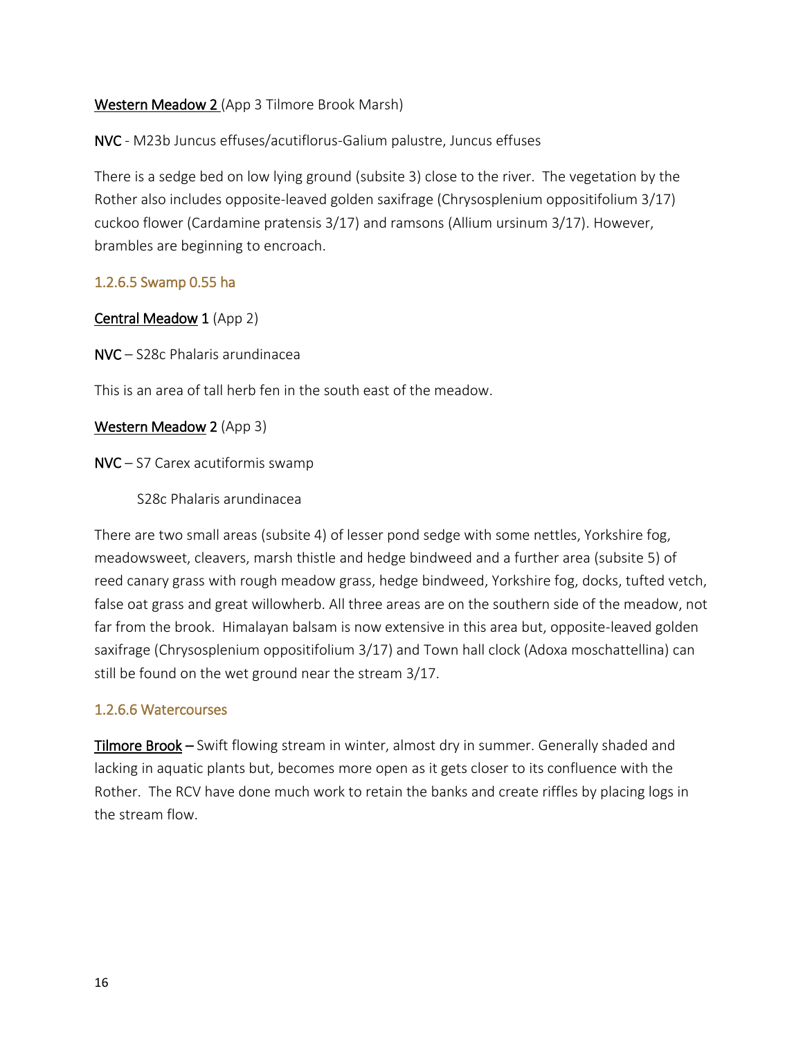<u>Western Meadow 2</u> (App 3 Tilmore Brook Marsh)

**NVC** - M23b Juncus effuses/acutiflorus-Galium palustre, Juncus effuses

There is a sedge bed on low lying ground (subsite 3) close to the river. The vegetation by the Rother also includes opposite-leaved golden saxifrage (Chrysosplenium oppositifolium 3/17) cuckoo flower (Cardamine pratensis 3/17) and ramsons (Allium ursinum 3/17). However, brambles are beginning to encroach.

#### 1.2.6.5 Swamp 0.55 ha

<u>Central Meadow</u> 1 (App 2)

**NVC** – S28c Phalaris arundinacea

This is an area of tall herb fen in the south east of the meadow.

<u>Western Meadow</u> 2 (App 3)

**NVC** – S7 Carex acutiformis swamp

S28c Phalaris arundinacea

There are two small areas (subsite 4) of lesser pond sedge with some nettles, Yorkshire fog, meadowsweet, cleavers, marsh thistle and hedge bindweed and a further area (subsite 5) of reed canary grass with rough meadow grass, hedge bindweed, Yorkshire fog, docks, tufted vetch, false oat grass and great willowherb. All three areas are on the southern side of the meadow, not far from the brook. Himalayan balsam is now extensive in this area but, opposite-leaved golden saxifrage (Chrysosplenium oppositifolium 3/17) and Town hall clock (Adoxa moschattellina) can still be found on the wet ground near the stream 3/17.

#### 1.2.6.6 Watercourses

<u>Tilmore Brook</u> – Swift flowing stream in winter, almost dry in summer. Generally shaded and lacking in aquatic plants but, becomes more open as it gets closer to its confluence with the Rother. The RCV have done much work to retain the banks and create riffles by placing logs in the stream flow.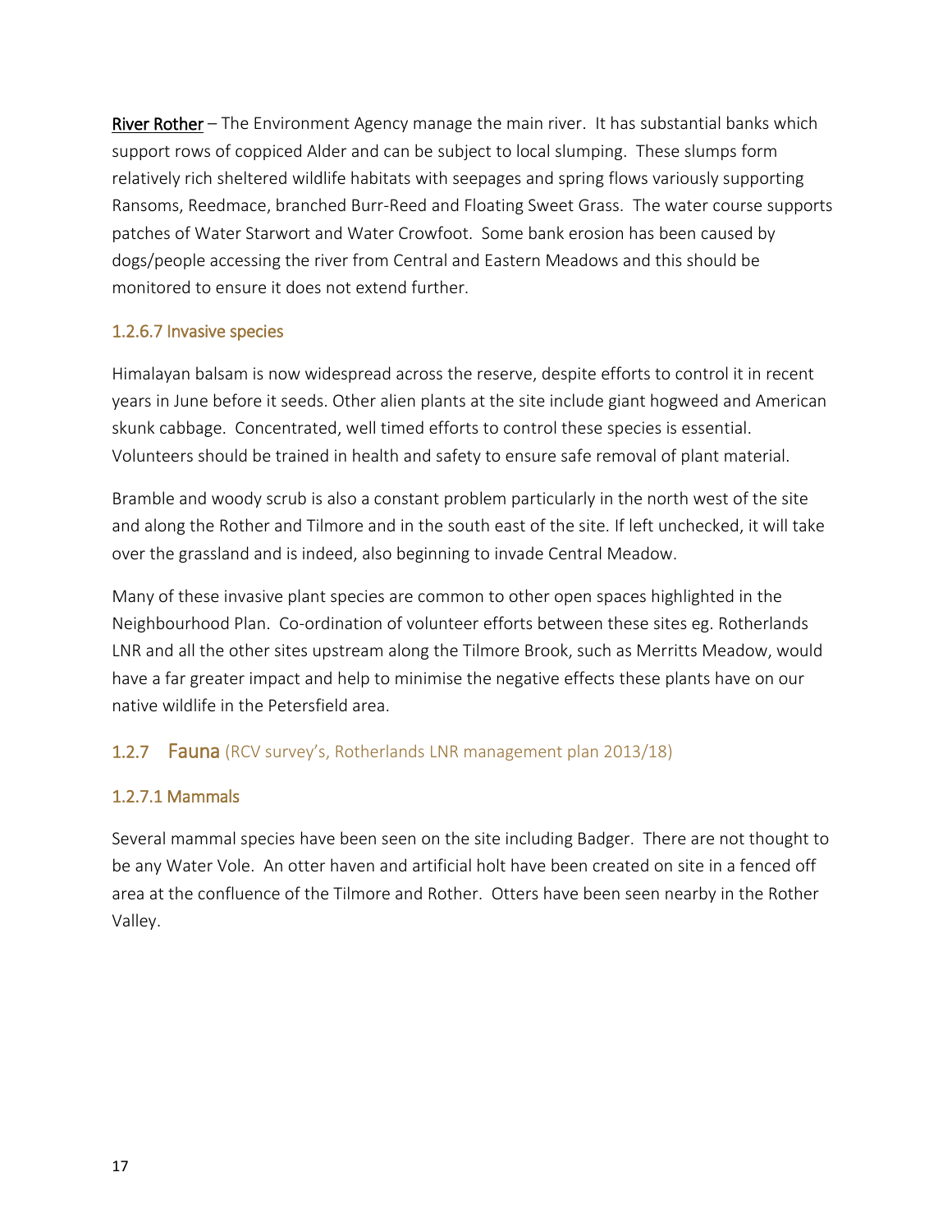<u>River Rother</u> – The Environment Agency manage the main river. It has substantial banks which support rows of coppiced Alder and can be subject to local slumping. These slumps form relatively rich sheltered wildlife habitats with seepages and spring flows variously supporting Ransoms, Reedmace, branched Burr-Reed and Floating Sweet Grass. The water course supports patches of Water Starwort and Water Crowfoot. Some bank erosion has been caused by dogs/people accessing the river from Central and Eastern Meadows and this should be monitored to ensure it does not extend further.

#### 1.2.6.7 Invasive species

Himalayan balsam is now widespread across the reserve, despite efforts to control it in recent years in June before it seeds. Other alien plants at the site include giant hogweed and American skunk cabbage. Concentrated, well timed efforts to control these species is essential. Volunteers should be trained in health and safety to ensure safe removal of plant material.

Bramble and woody scrub is also a constant problem particularly in the north west of the site and along the Rother and Tilmore and in the south east of the site. If left unchecked, it will take over the grassland and is indeed, also beginning to invade Central Meadow.

Many of these invasive plant species are common to other open spaces highlighted in the Neighbourhood Plan. Co-ordination of volunteer efforts between these sites eg. Rotherlands LNR and all the other sites upstream along the Tilmore Brook, such as Merritts Meadow, would have a far greater impact and help to minimise the negative effects these plants have on our native wildlife in the Petersfield area.

### 1.2.7 Fauna (RCV survey's, Rotherlands LNR management plan 2013/18)

#### 1.2.7.1 Mammals

Several mammal species have been seen on the site including Badger. There are not thought to be any Water Vole. An otter haven and artificial holt have been created on site in a fenced off area at the confluence of the Tilmore and Rother. Otters have been seen nearby in the Rother Valley.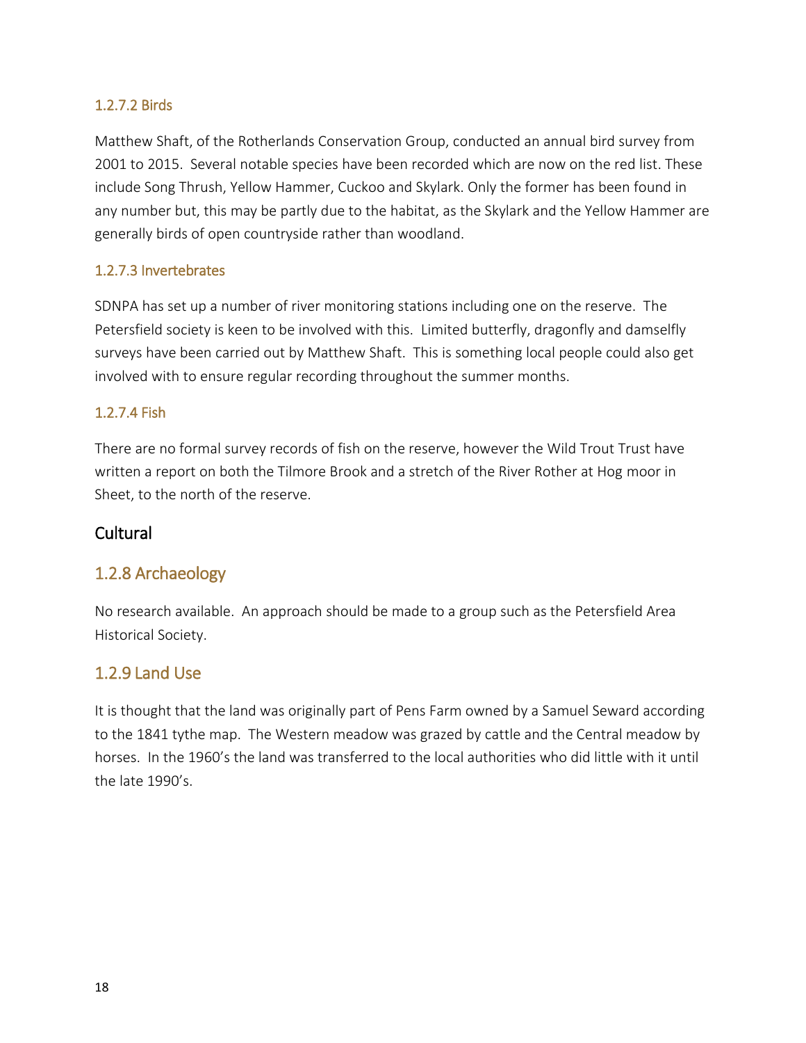#### 1.2.7.2 Birds

Matthew Shaft, of the Rotherlands Conservation Group, conducted an annual bird survey from 2001 to 2015. Several notable species have been recorded which are now on the red list. These include Song Thrush, Yellow Hammer, Cuckoo and Skylark. Only the former has been found in any number but, this may be partly due to the habitat, as the Skylark and the Yellow Hammer are generally birds of open countryside rather than woodland.

#### 1.2.7.3 Invertebrates

SDNPA has set up a number of river monitoring stations including one on the reserve. The Petersfield society is keen to be involved with this. Limited butterfly, dragonfly and damselfly surveys have been carried out by Matthew Shaft. This is something local people could also get involved with to ensure regular recording throughout the summer months.

#### 1.2.7.4 Fish

There are no formal survey records of fish on the reserve, however the Wild Trout Trust have written a report on both the Tilmore Brook and a stretch of the River Rother at Hog moor in Sheet, to the north of the reserve.

## Cultural

### 1.2.8 Archaeology

No research available. An approach should be made to a group such as the Petersfield Area Historical Society.

### 1.2.9 Land Use

It is thought that the land was originally part of Pens Farm owned by a Samuel Seward according to the 1841 tythe map. The Western meadow was grazed by cattle and the Central meadow by horses. In the 1960's the land was transferred to the local authorities who did little with it until the late 1990's.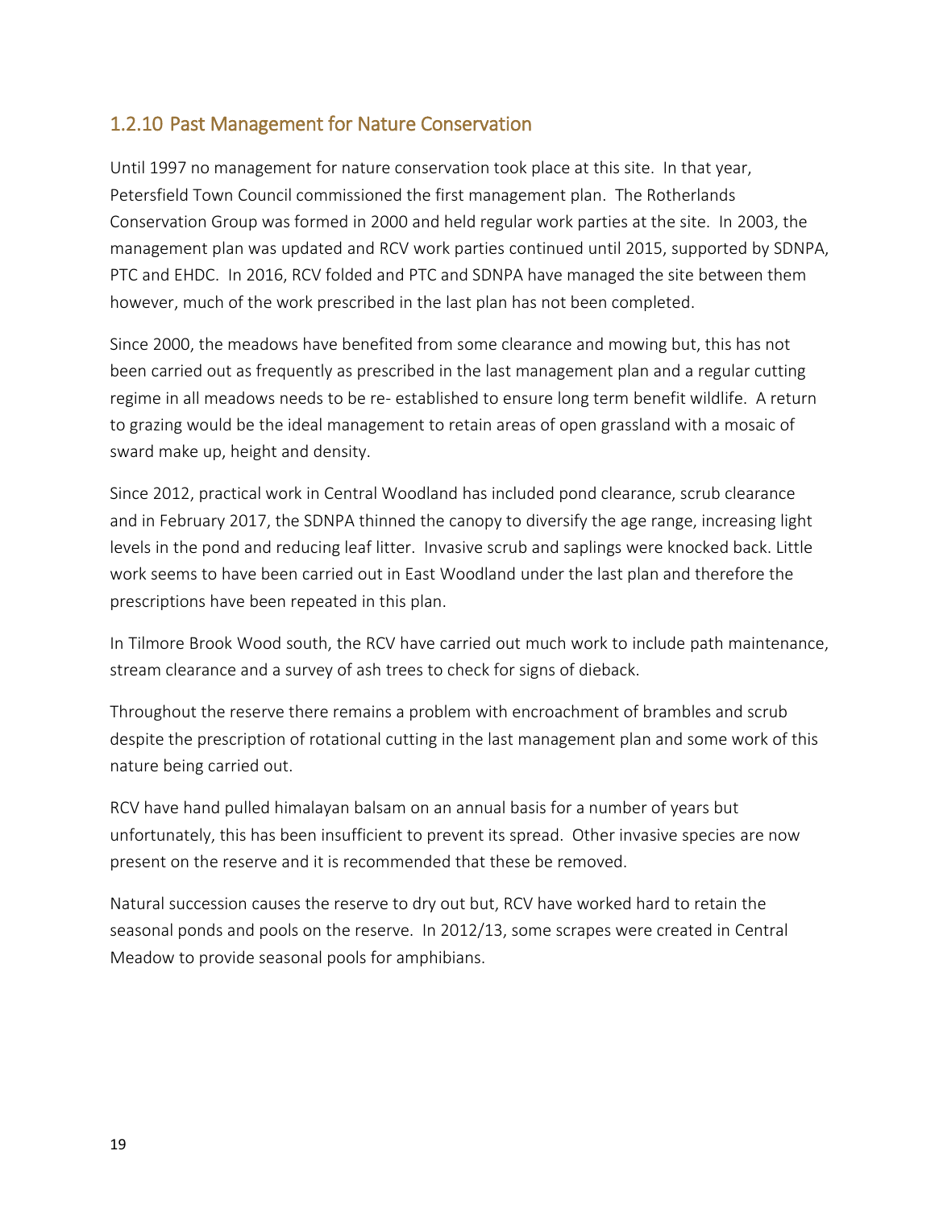### 1.2.10 Past Management for Nature Conservation

Until 1997 no management for nature conservation took place at this site. In that year, Petersfield Town Council commissioned the first management plan. The Rotherlands Conservation Group was formed in 2000 and held regular work parties at the site. In 2003, the management plan was updated and RCV work parties continued until 2015, supported by SDNPA, PTC and EHDC. In 2016, RCV folded and PTC and SDNPA have managed the site between them however, much of the work prescribed in the last plan has not been completed.

Since 2000, the meadows have benefited from some clearance and mowing but, this has not been carried out as frequently as prescribed in the last management plan and a regular cutting regime in all meadows needs to be re- established to ensure long term benefit wildlife. A return to grazing would be the ideal management to retain areas of open grassland with a mosaic of sward make up, height and density.

Since 2012, practical work in Central Woodland has included pond clearance, scrub clearance and in February 2017, the SDNPA thinned the canopy to diversify the age range, increasing light levels in the pond and reducing leaf litter. Invasive scrub and saplings were knocked back. Little work seems to have been carried out in East Woodland under the last plan and therefore the prescriptions have been repeated in this plan.

In Tilmore Brook Wood south, the RCV have carried out much work to include path maintenance, stream clearance and a survey of ash trees to check for signs of dieback.

Throughout the reserve there remains a problem with encroachment of brambles and scrub despite the prescription of rotational cutting in the last management plan and some work of this nature being carried out.

RCV have hand pulled himalayan balsam on an annual basis for a number of years but unfortunately, this has been insufficient to prevent its spread. Other invasive species are now present on the reserve and it is recommended that these be removed.

Natural succession causes the reserve to dry out but, RCV have worked hard to retain the seasonal ponds and pools on the reserve. In 2012/13, some scrapes were created in Central Meadow to provide seasonal pools for amphibians.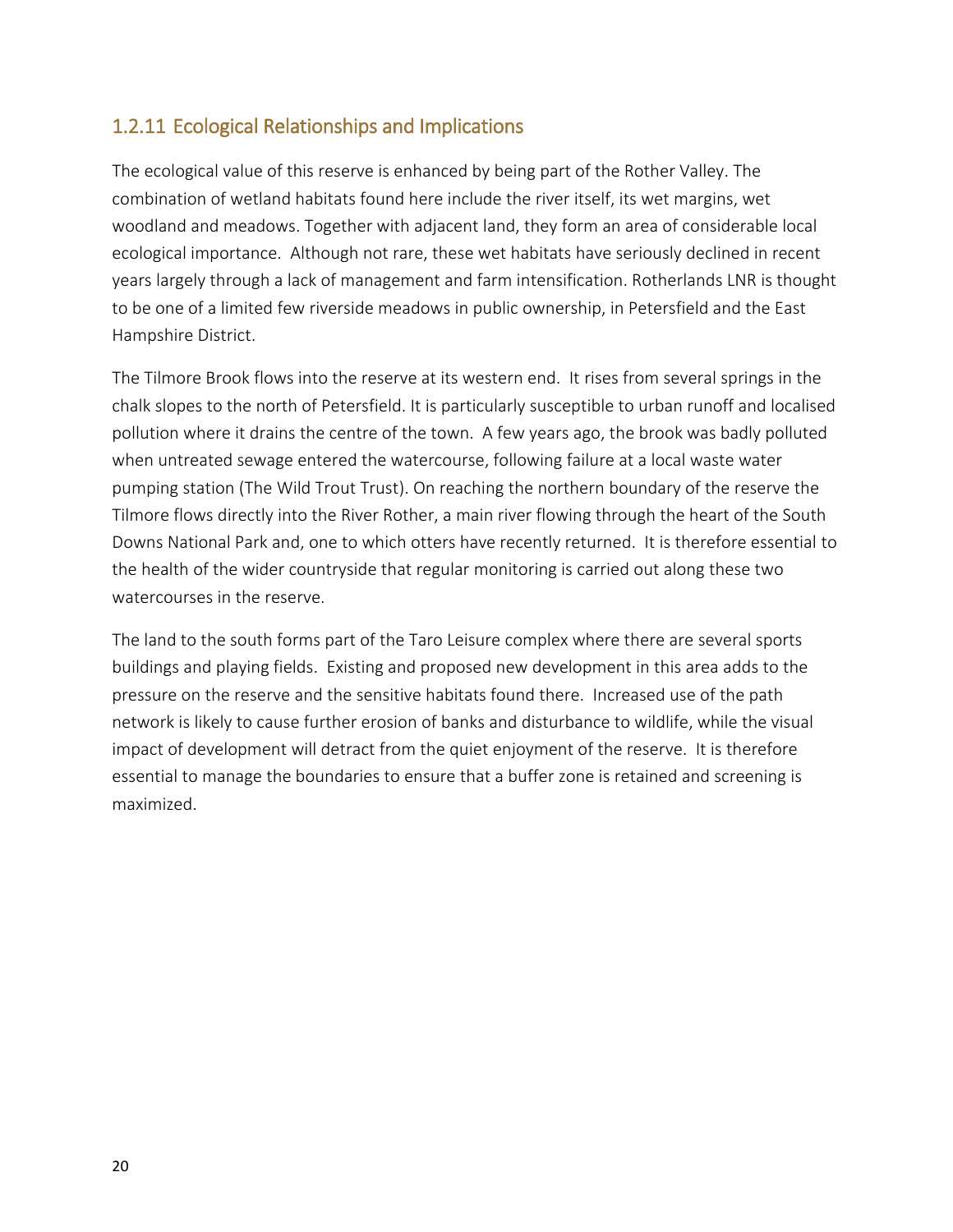### 1.2.11 Ecological Relationships and Implications

The ecological value of this reserve is enhanced by being part of the Rother Valley. The combination of wetland habitats found here include the river itself, its wet margins, wet woodland and meadows. Together with adjacent land, they form an area of considerable local ecological importance. Although not rare, these wet habitats have seriously declined in recent years largely through a lack of management and farm intensification. Rotherlands LNR is thought to be one of a limited few riverside meadows in public ownership, in Petersfield and the East Hampshire District.

The Tilmore Brook flows into the reserve at its western end. It rises from several springs in the chalk slopes to the north of Petersfield. It is particularly susceptible to urban runoff and localised pollution where it drains the centre of the town. A few years ago, the brook was badly polluted when untreated sewage entered the watercourse, following failure at a local waste water pumping station (The Wild Trout Trust). On reaching the northern boundary of the reserve the Tilmore flows directly into the River Rother, a main river flowing through the heart of the South Downs National Park and, one to which otters have recently returned. It is therefore essential to the health of the wider countryside that regular monitoring is carried out along these two watercourses in the reserve.

The land to the south forms part of the Taro Leisure complex where there are several sports buildings and playing fields. Existing and proposed new development in this area adds to the pressure on the reserve and the sensitive habitats found there. Increased use of the path network is likely to cause further erosion of banks and disturbance to wildlife, while the visual impact of development will detract from the quiet enjoyment of the reserve. It is therefore essential to manage the boundaries to ensure that a buffer zone is retained and screening is maximized.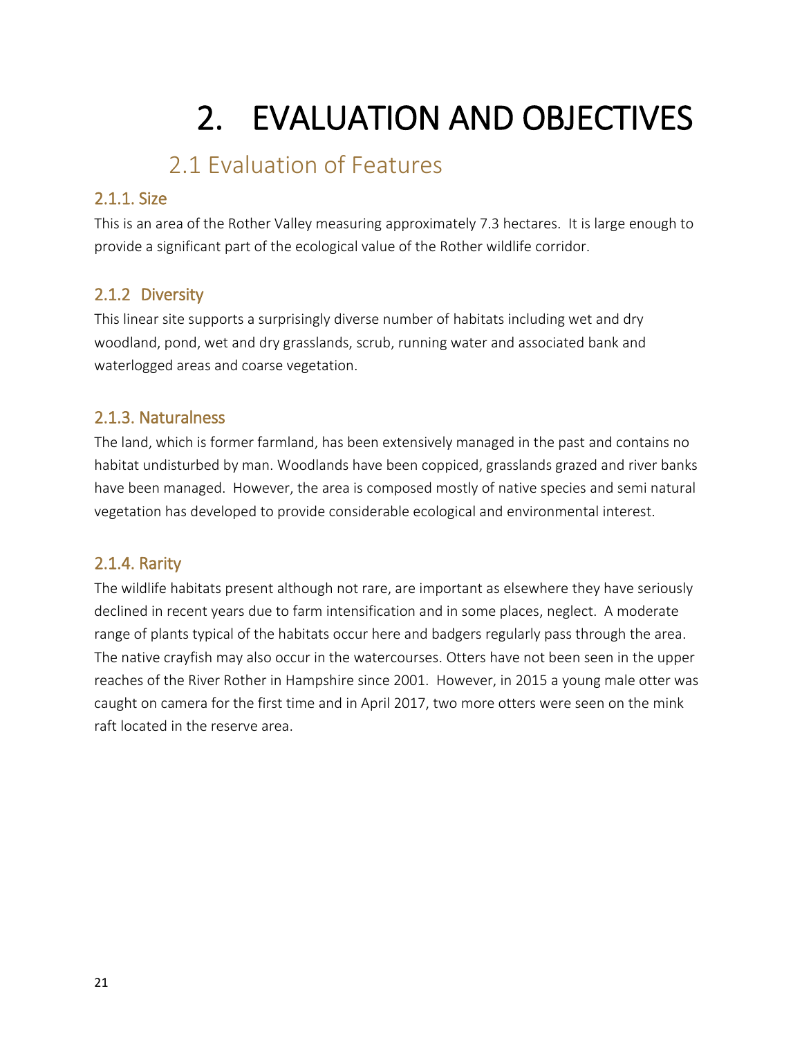# 2. EVALUATION AND OBJECTIVES

## 2.1 Evaluation of Features

### 2.1.1. Size

This is an area of the Rother Valley measuring approximately 7.3 hectares. It is large enough to provide a significant part of the ecological value of the Rother wildlife corridor.

### 2.1.2 Diversity

This linear site supports a surprisingly diverse number of habitats including wet and dry woodland, pond, wet and dry grasslands, scrub, running water and associated bank and waterlogged areas and coarse vegetation.

### 2.1.3. Naturalness

The land, which is former farmland, has been extensively managed in the past and contains no habitat undisturbed by man. Woodlands have been coppiced, grasslands grazed and river banks have been managed. However, the area is composed mostly of native species and semi natural vegetation has developed to provide considerable ecological and environmental interest.

### 2.1.4. Rarity

The wildlife habitats present although not rare, are important as elsewhere they have seriously declined in recent years due to farm intensification and in some places, neglect. A moderate range of plants typical of the habitats occur here and badgers regularly pass through the area. The native crayfish may also occur in the watercourses. Otters have not been seen in the upper reaches of the River Rother in Hampshire since 2001. However, in 2015 a young male otter was caught on camera for the first time and in April 2017, two more otters were seen on the mink raft located in the reserve area.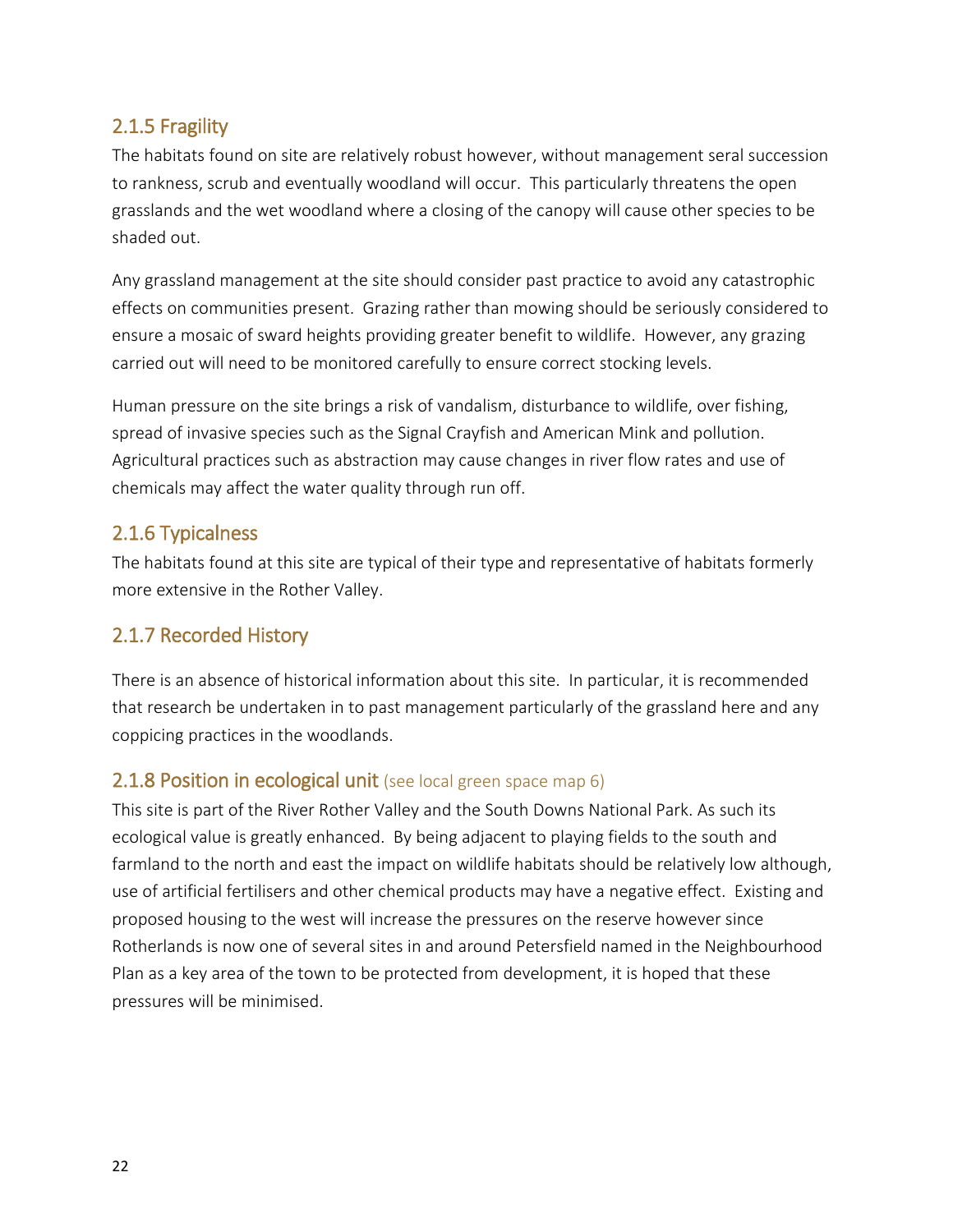### 2.1.5 Fragility

The habitats found on site are relatively robust however, without management seral succession to rankness, scrub and eventually woodland will occur. This particularly threatens the open grasslands and the wet woodland where a closing of the canopy will cause other species to be shaded out.

Any grassland management at the site should consider past practice to avoid any catastrophic effects on communities present. Grazing rather than mowing should be seriously considered to ensure a mosaic of sward heights providing greater benefit to wildlife. However, any grazing carried out will need to be monitored carefully to ensure correct stocking levels.

Human pressure on the site brings a risk of vandalism, disturbance to wildlife, over fishing, spread of invasive species such as the Signal Crayfish and American Mink and pollution. Agricultural practices such as abstraction may cause changes in river flow rates and use of chemicals may affect the water quality through run off.

### 2.1.6 Typicalness

The habitats found at this site are typical of their type and representative of habitats formerly more extensive in the Rother Valley.

### 2.1.7 Recorded History

There is an absence of historical information about this site. In particular, it is recommended that research be undertaken in to past management particularly of the grassland here and any coppicing practices in the woodlands.

### 2.1.8 Position in ecological unit (see local green space map 6)

This site is part of the River Rother Valley and the South Downs National Park. As such its ecological value is greatly enhanced. By being adjacent to playing fields to the south and farmland to the north and east the impact on wildlife habitats should be relatively low although, use of artificial fertilisers and other chemical products may have a negative effect. Existing and proposed housing to the west will increase the pressures on the reserve however since Rotherlands is now one of several sites in and around Petersfield named in the Neighbourhood Plan as a key area of the town to be protected from development, it is hoped that these pressures will be minimised.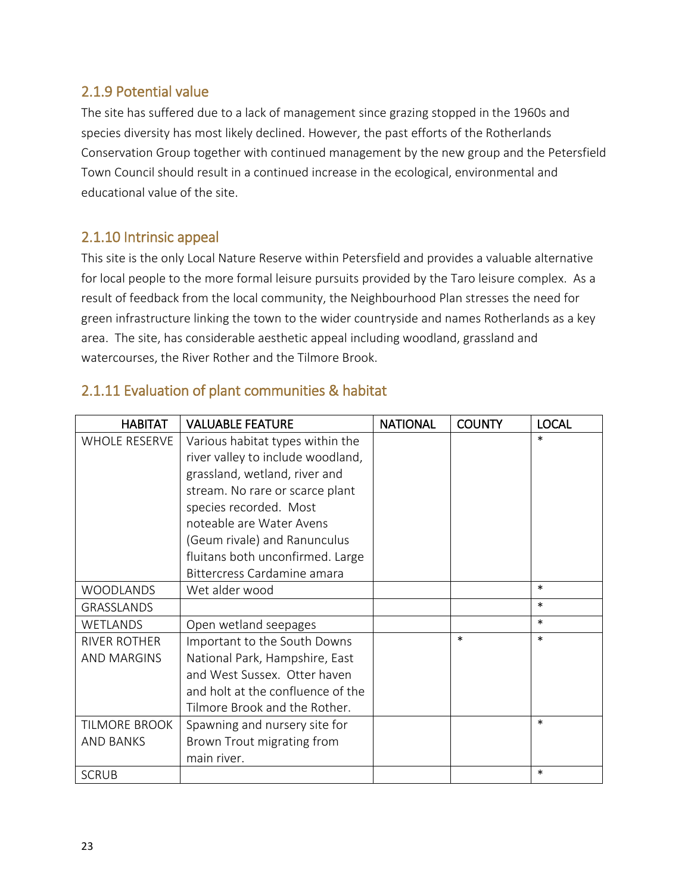### 2.1.9 Potential value

The site has suffered due to a lack of management since grazing stopped in the 1960s and species diversity has most likely declined. However, the past efforts of the Rotherlands Conservation Group together with continued management by the new group and the Petersfield Town Council should result in a continued increase in the ecological, environmental and educational value of the site.

### 2.1.10 Intrinsic appeal

This site is the only Local Nature Reserve within Petersfield and provides a valuable alternative for local people to the more formal leisure pursuits provided by the Taro leisure complex. As a result of feedback from the local community, the Neighbourhood Plan stresses the need for green infrastructure linking the town to the wider countryside and names Rotherlands as a key area. The site, has considerable aesthetic appeal including woodland, grassland and watercourses, the River Rother and the Tilmore Brook.

### 2.1.11 Evaluation of plant communities & habitat

| HABITAT | VALUABLE FEATURE | NATIONAL | COUNTY | LOCAL |
|---|---|---|---|---|
| WHOLE RESERVE | Various habitat types within the river valley to include woodland, grassland, wetland, river and stream. No rare or scarce plant species recorded. Most noteable are Water Avens (Geum rivale) and Ranunculus fluitans both unconfirmed. Large Bittercress Cardamine amara | | | * |
| WOODLANDS | Wet alder wood | | | * |
| GRASSLANDS | | | | * |
| WETLANDS | Open wetland seepages | | | * |
| RIVER ROTHER AND MARGINS | Important to the South Downs National Park, Hampshire, East and West Sussex. Otter haven and holt at the confluence of the Tilmore Brook and the Rother. | | * | * |
| TILMORE BROOK AND BANKS | Spawning and nursery site for Brown Trout migrating from main river. | | | * |
| SCRUB | | | | * |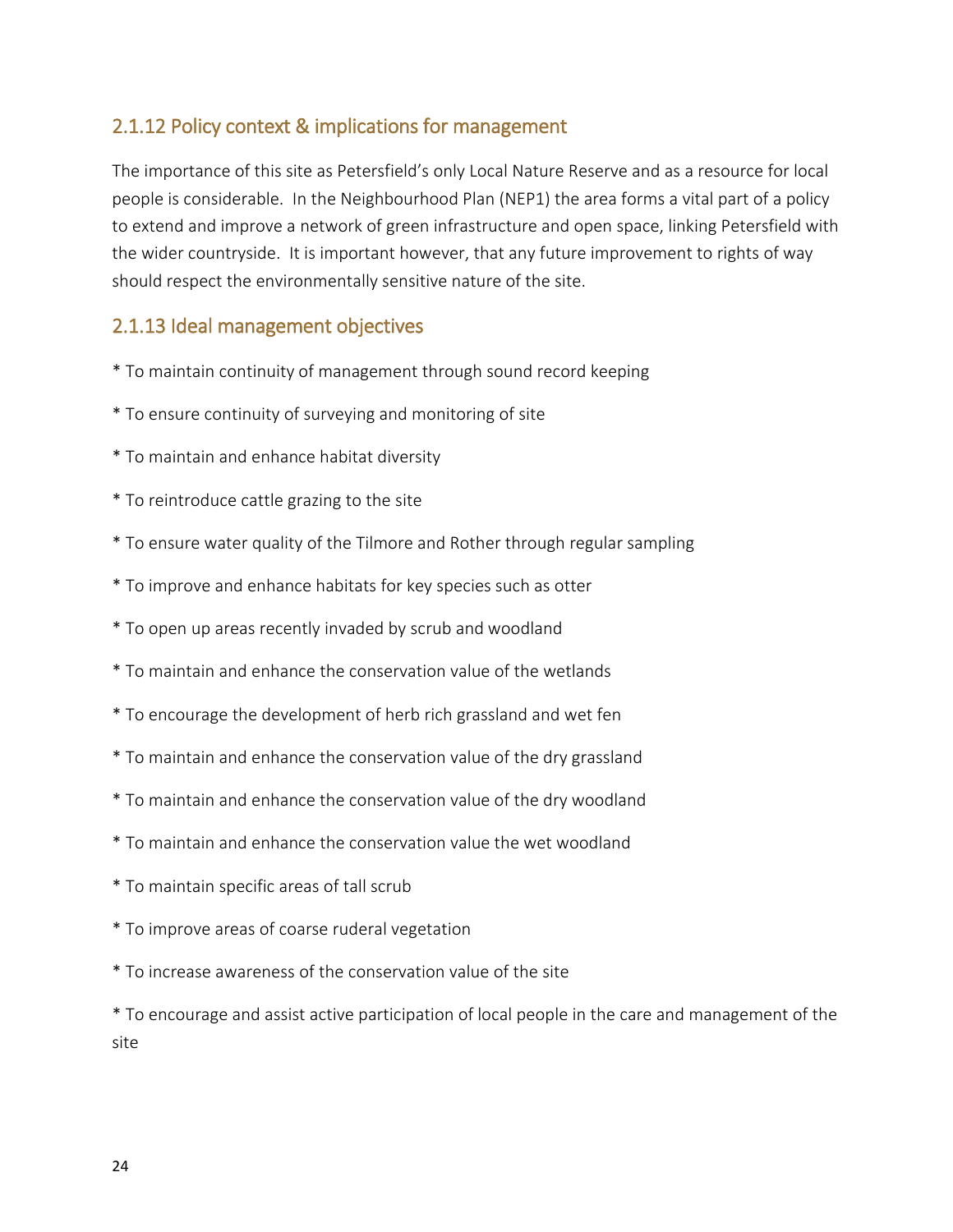## 2.1.12 Policy context & implications for management

The importance of this site as Petersfield's only Local Nature Reserve and as a resource for local people is considerable. In the Neighbourhood Plan (NEP1) the area forms a vital part of a policy to extend and improve a network of green infrastructure and open space, linking Petersfield with the wider countryside. It is important however, that any future improvement to rights of way should respect the environmentally sensitive nature of the site.

## 2.1.13 Ideal management objectives

* To maintain continuity of management through sound record keeping

* To ensure continuity of surveying and monitoring of site

* To maintain and enhance habitat diversity

* To reintroduce cattle grazing to the site

* To ensure water quality of the Tilmore and Rother through regular sampling

* To improve and enhance habitats for key species such as otter

* To open up areas recently invaded by scrub and woodland

* To maintain and enhance the conservation value of the wetlands

* To encourage the development of herb rich grassland and wet fen

* To maintain and enhance the conservation value of the dry grassland

* To maintain and enhance the conservation value of the dry woodland

* To maintain and enhance the conservation value the wet woodland

* To maintain specific areas of tall scrub

* To improve areas of coarse ruderal vegetation

* To increase awareness of the conservation value of the site

* To encourage and assist active participation of local people in the care and management of the site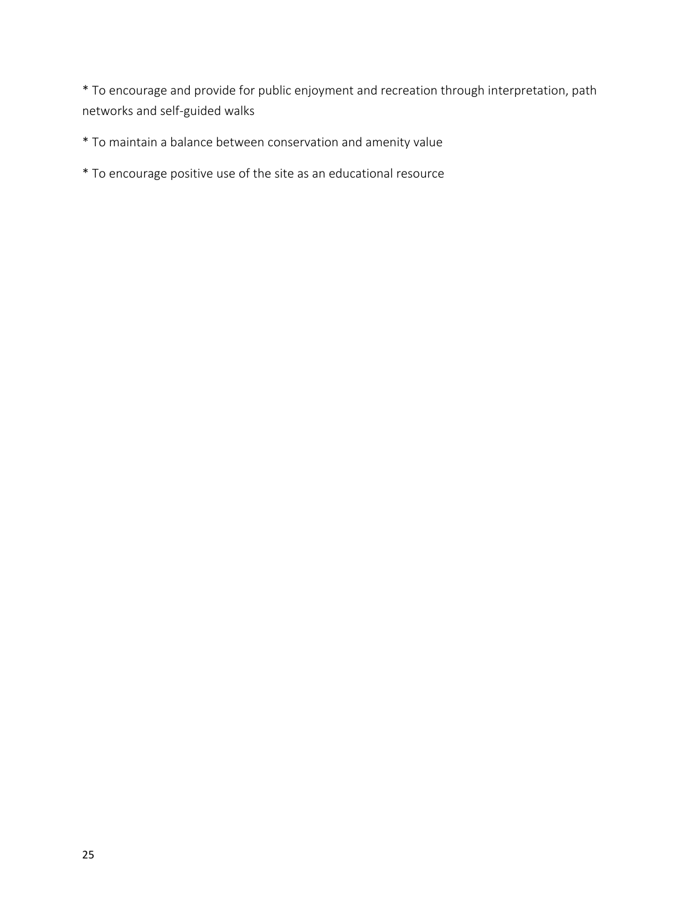* To encourage and provide for public enjoyment and recreation through interpretation, path networks and self-guided walks

* To maintain a balance between conservation and amenity value

* To encourage positive use of the site as an educational resource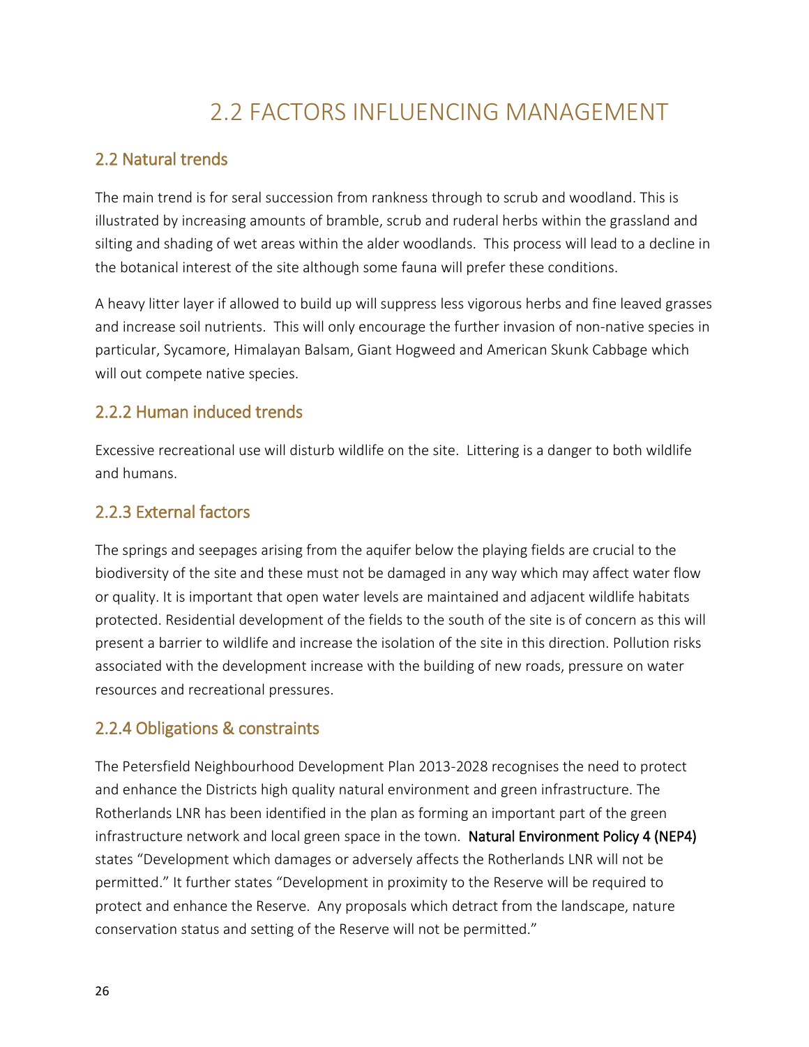# 2.2 FACTORS INFLUENCING MANAGEMENT

## 2.2 Natural trends

The main trend is for seral succession from rankness through to scrub and woodland. This is illustrated by increasing amounts of bramble, scrub and ruderal herbs within the grassland and silting and shading of wet areas within the alder woodlands. This process will lead to a decline in the botanical interest of the site although some fauna will prefer these conditions.

A heavy litter layer if allowed to build up will suppress less vigorous herbs and fine leaved grasses and increase soil nutrients. This will only encourage the further invasion of non-native species in particular, Sycamore, Himalayan Balsam, Giant Hogweed and American Skunk Cabbage which will out compete native species.

## 2.2.2 Human induced trends

Excessive recreational use will disturb wildlife on the site. Littering is a danger to both wildlife and humans.

## 2.2.3 External factors

The springs and seepages arising from the aquifer below the playing fields are crucial to the biodiversity of the site and these must not be damaged in any way which may affect water flow or quality. It is important that open water levels are maintained and adjacent wildlife habitats protected. Residential development of the fields to the south of the site is of concern as this will present a barrier to wildlife and increase the isolation of the site in this direction. Pollution risks associated with the development increase with the building of new roads, pressure on water resources and recreational pressures.

## 2.2.4 Obligations & constraints

The Petersfield Neighbourhood Development Plan 2013-2028 recognises the need to protect and enhance the Districts high quality natural environment and green infrastructure. The Rotherlands LNR has been identified in the plan as forming an important part of the green infrastructure network and local green space in the town. **Natural Environment Policy 4 (NEP4)** states "Development which damages or adversely affects the Rotherlands LNR will not be permitted." It further states "Development in proximity to the Reserve will be required to protect and enhance the Reserve. Any proposals which detract from the landscape, nature conservation status and setting of the Reserve will not be permitted."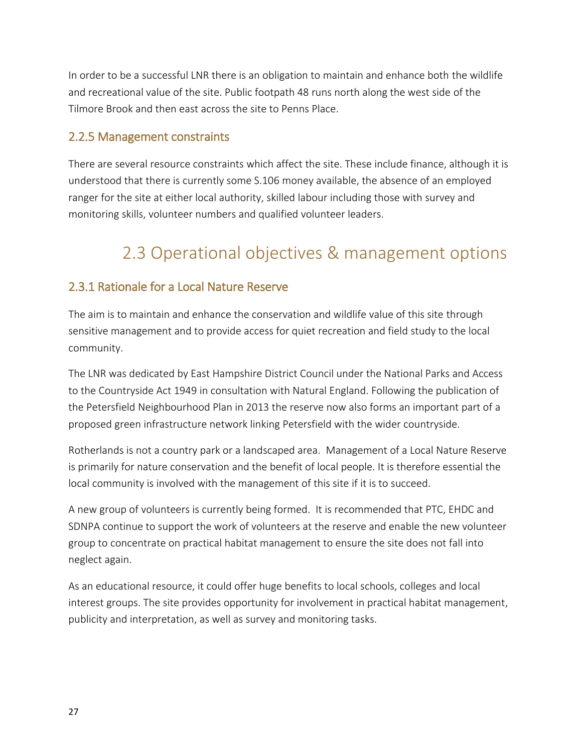In order to be a successful LNR there is an obligation to maintain and enhance both the wildlife and recreational value of the site. Public footpath 48 runs north along the west side of the Tilmore Brook and then east across the site to Penns Place.

### 2.2.5 Management constraints

There are several resource constraints which affect the site. These include finance, although it is understood that there is currently some S.106 money available, the absence of an employed ranger for the site at either local authority, skilled labour including those with survey and monitoring skills, volunteer numbers and qualified volunteer leaders.

## 2.3 Operational objectives & management options

### 2.3.1 Rationale for a Local Nature Reserve

The aim is to maintain and enhance the conservation and wildlife value of this site through sensitive management and to provide access for quiet recreation and field study to the local community.

The LNR was dedicated by East Hampshire District Council under the National Parks and Access to the Countryside Act 1949 in consultation with Natural England. Following the publication of the Petersfield Neighbourhood Plan in 2013 the reserve now also forms an important part of a proposed green infrastructure network linking Petersfield with the wider countryside.

Rotherlands is not a country park or a landscaped area. Management of a Local Nature Reserve is primarily for nature conservation and the benefit of local people. It is therefore essential the local community is involved with the management of this site if it is to succeed.

A new group of volunteers is currently being formed. It is recommended that PTC, EHDC and SDNPA continue to support the work of volunteers at the reserve and enable the new volunteer group to concentrate on practical habitat management to ensure the site does not fall into neglect again.

As an educational resource, it could offer huge benefits to local schools, colleges and local interest groups. The site provides opportunity for involvement in practical habitat management, publicity and interpretation, as well as survey and monitoring tasks.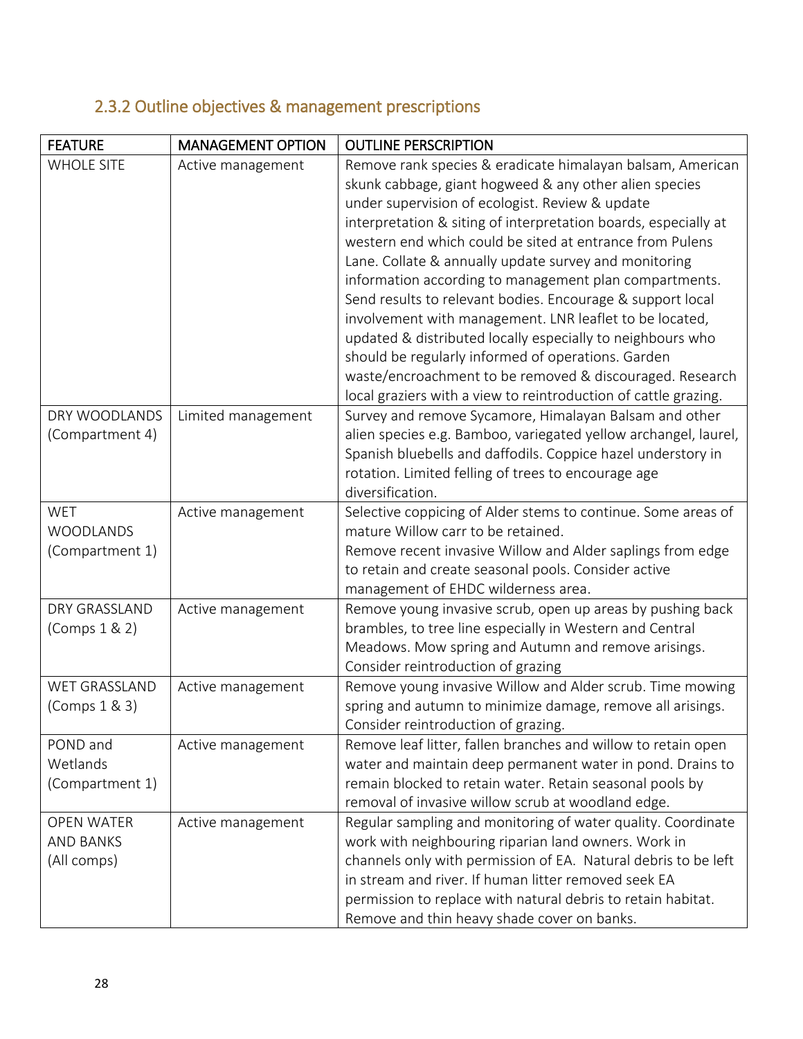### 2.3.2 Outline objectives & management prescriptions

| FEATURE | MANAGEMENT OPTION | OUTLINE PERSCRIPTION |
|---|---|---|
| WHOLE SITE | Active management | Remove rank species & eradicate himalayan balsam, American skunk cabbage, giant hogweed & any other alien species under supervision of ecologist. Review & update interpretation & siting of interpretation boards, especially at western end which could be sited at entrance from Pulens Lane. Collate & annually update survey and monitoring information according to management plan compartments. Send results to relevant bodies. Encourage & support local involvement with management. LNR leaflet to be located, updated & distributed locally especially to neighbours who should be regularly informed of operations. Garden waste/encroachment to be removed & discouraged. Research local graziers with a view to reintroduction of cattle grazing. |
| DRY WOODLANDS (Compartment 4) | Limited management | Survey and remove Sycamore, Himalayan Balsam and other alien species e.g. Bamboo, variegated yellow archangel, laurel, Spanish bluebells and daffodils. Coppice hazel understory in rotation. Limited felling of trees to encourage age diversification. |
| WET WOODLANDS (Compartment 1) | Active management | Selective coppicing of Alder stems to continue. Some areas of mature Willow carr to be retained. Remove recent invasive Willow and Alder saplings from edge to retain and create seasonal pools. Consider active management of EHDC wilderness area. |
| DRY GRASSLAND (Comps 1 & 2) | Active management | Remove young invasive scrub, open up areas by pushing back brambles, to tree line especially in Western and Central Meadows. Mow spring and Autumn and remove arisings. Consider reintroduction of grazing |
| WET GRASSLAND (Comps 1 & 3) | Active management | Remove young invasive Willow and Alder scrub. Time mowing spring and autumn to minimize damage, remove all arisings. Consider reintroduction of grazing. |
| POND and Wetlands (Compartment 1) | Active management | Remove leaf litter, fallen branches and willow to retain open water and maintain deep permanent water in pond. Drains to remain blocked to retain water. Retain seasonal pools by removal of invasive willow scrub at woodland edge. |
| OPEN WATER AND BANKS (All comps) | Active management | Regular sampling and monitoring of water quality. Coordinate work with neighbouring riparian land owners. Work in channels only with permission of EA. Natural debris to be left in stream and river. If human litter removed seek EA permission to replace with natural debris to retain habitat. Remove and thin heavy shade cover on banks. |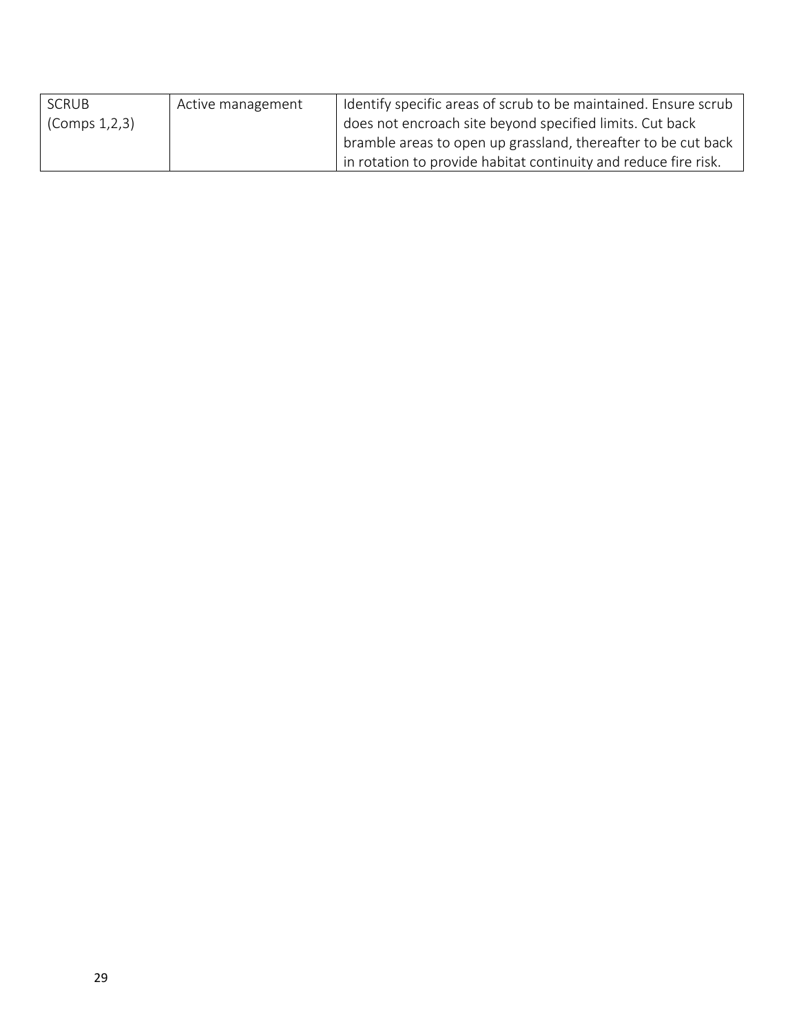| SCRUB (Comps 1,2,3) | Active management | Identify specific areas of scrub to be maintained. Ensure scrub does not encroach site beyond specified limits. Cut back bramble areas to open up grassland, thereafter to be cut back in rotation to provide habitat continuity and reduce fire risk. |
|---|---|---|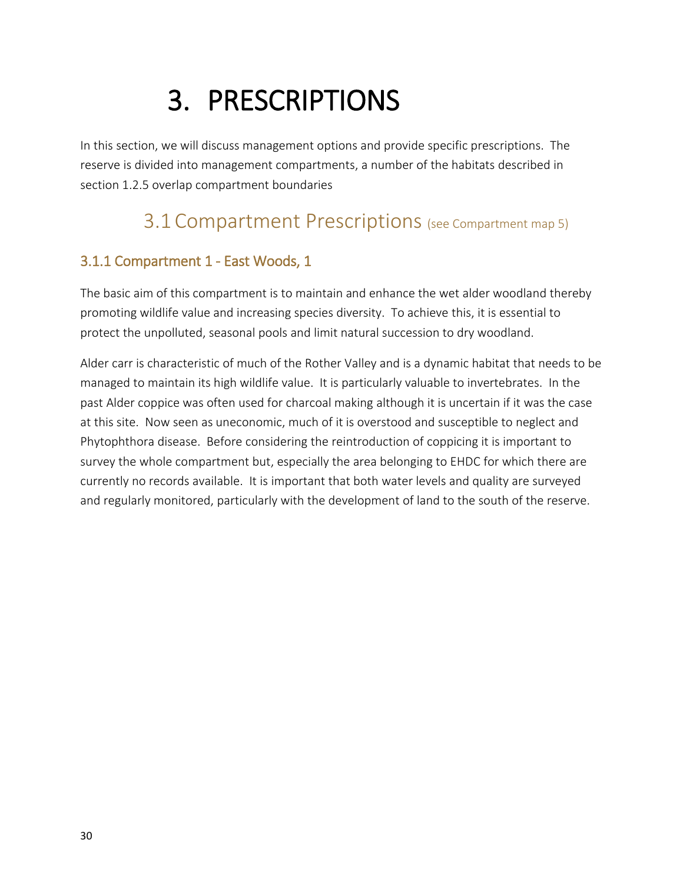# 3. PRESCRIPTIONS

In this section, we will discuss management options and provide specific prescriptions. The reserve is divided into management compartments, a number of the habitats described in section 1.2.5 overlap compartment boundaries

## 3.1 Compartment Prescriptions (see Compartment map 5)

### 3.1.1 Compartment 1 - East Woods, 1

The basic aim of this compartment is to maintain and enhance the wet alder woodland thereby promoting wildlife value and increasing species diversity. To achieve this, it is essential to protect the unpolluted, seasonal pools and limit natural succession to dry woodland.

Alder carr is characteristic of much of the Rother Valley and is a dynamic habitat that needs to be managed to maintain its high wildlife value. It is particularly valuable to invertebrates. In the past Alder coppice was often used for charcoal making although it is uncertain if it was the case at this site. Now seen as uneconomic, much of it is overstood and susceptible to neglect and Phytophthora disease. Before considering the reintroduction of coppicing it is important to survey the whole compartment but, especially the area belonging to EHDC for which there are currently no records available. It is important that both water levels and quality are surveyed and regularly monitored, particularly with the development of land to the south of the reserve.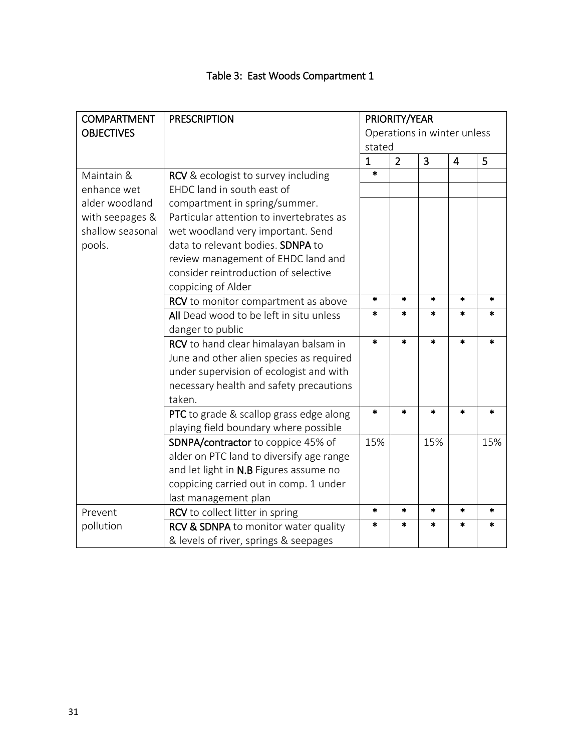## Table 3: East Woods Compartment 1

| COMPARTMENT OBJECTIVES | PRESCRIPTION | PRIORITY/YEAR Operations in winter unless stated | | | | |
|---|---|---|---|---|---|---|
| | | 1 | 2 | 3 | 4 | 5 |
| Maintain & enhance wet alder woodland with seepages & shallow seasonal pools. | **RCV** & ecologist to survey including EHDC land in south east of compartment in spring/summer. Particular attention to invertebrates as wet woodland very important. Send data to relevant bodies. **SDNPA** to review management of EHDC land and consider reintroduction of selective coppicing of Alder | * | | | | |
| | **RCV** to monitor compartment as above | * | * | * | * | * |
| | **All** Dead wood to be left in situ unless danger to public | * | * | * | * | * |
| | **RCV** to hand clear himalayan balsam in June and other alien species as required under supervision of ecologist and with necessary health and safety precautions taken. | * | * | * | * | * |
| | **PTC** to grade & scallop grass edge along playing field boundary where possible | * | * | * | * | * |
| | **SDNPA/contractor** to coppice 45% of alder on PTC land to diversify age range and let light in **N.B** Figures assume no coppicing carried out in comp. 1 under last management plan | 15% | | 15% | | 15% |
| Prevent pollution | **RCV** to collect litter in spring | * | * | * | * | * |
| | **RCV & SDNPA** to monitor water quality & levels of river, springs & seepages | * | * | * | * | * |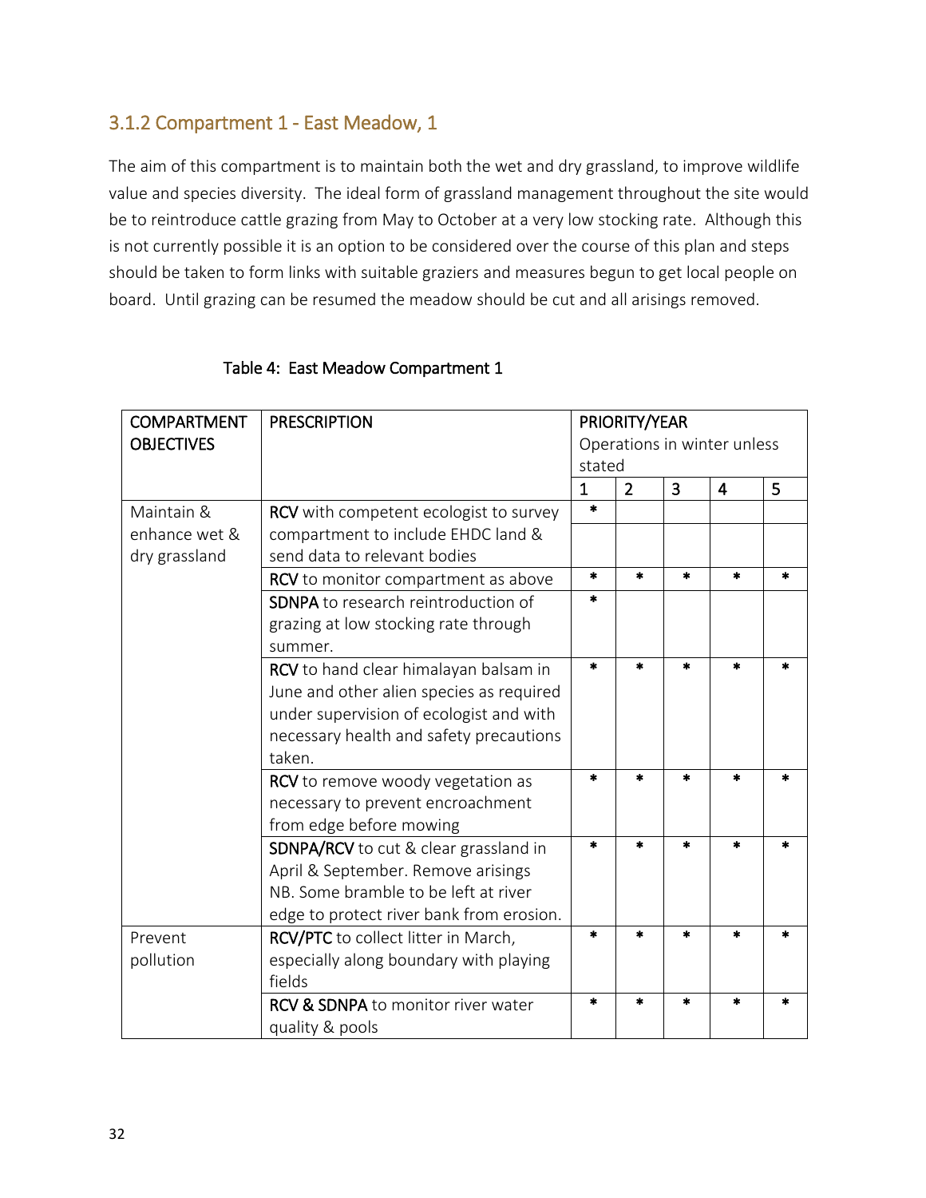### 3.1.2 Compartment 1 - East Meadow, 1

The aim of this compartment is to maintain both the wet and dry grassland, to improve wildlife value and species diversity. The ideal form of grassland management throughout the site would be to reintroduce cattle grazing from May to October at a very low stocking rate. Although this is not currently possible it is an option to be considered over the course of this plan and steps should be taken to form links with suitable graziers and measures begun to get local people on board. Until grazing can be resumed the meadow should be cut and all arisings removed.

Table 4: East Meadow Compartment 1

| COMPARTMENT OBJECTIVES | PRESCRIPTION | PRIORITY/YEAR Operations in winter unless stated | | | | |
|---|---|---|---|---|---|---|
| | | 1 | 2 | 3 | 4 | 5 |
| Maintain & enhance wet & dry grassland | **RCV** with competent ecologist to survey compartment to include EHDC land & send data to relevant bodies | * | | | | |
| | **RCV** to monitor compartment as above | * | * | * | * | * |
| | **SDNPA** to research reintroduction of grazing at low stocking rate through summer. | * | | | | |
| | **RCV** to hand clear himalayan balsam in June and other alien species as required under supervision of ecologist and with necessary health and safety precautions taken. | * | * | * | * | * |
| | **RCV** to remove woody vegetation as necessary to prevent encroachment from edge before mowing | * | * | * | * | * |
| | **SDNPA/RCV** to cut & clear grassland in April & September. Remove arisings NB. Some bramble to be left at river edge to protect river bank from erosion. | * | * | * | * | * |
| Prevent pollution | **RCV/PTC** to collect litter in March, especially along boundary with playing fields | * | * | * | * | * |
| | **RCV & SDNPA** to monitor river water quality & pools | * | * | * | * | * |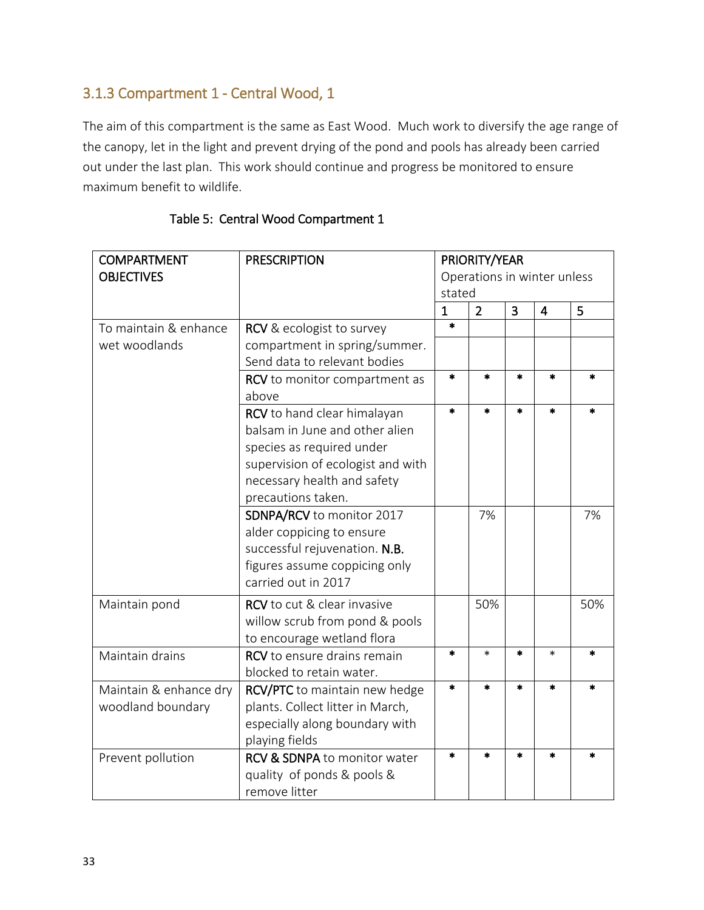### 3.1.3 Compartment 1 - Central Wood, 1

The aim of this compartment is the same as East Wood. Much work to diversify the age range of the canopy, let in the light and prevent drying of the pond and pools has already been carried out under the last plan. This work should continue and progress be monitored to ensure maximum benefit to wildlife.

Table 5: Central Wood Compartment 1

| COMPARTMENT OBJECTIVES | PRESCRIPTION | PRIORITY/YEAR Operations in winter unless stated | | | | |
|---|---|---|---|---|---|---|
| | | 1 | 2 | 3 | 4 | 5 |
| To maintain & enhance wet woodlands | **RCV** & ecologist to survey compartment in spring/summer. Send data to relevant bodies | * | | | | |
| | **RCV** to monitor compartment as above | * | * | * | * | * |
| | **RCV** to hand clear himalayan balsam in June and other alien species as required under supervision of ecologist and with necessary health and safety precautions taken. | * | * | * | * | * |
| | **SDNPA/RCV** to monitor 2017 alder coppicing to ensure successful rejuvenation. **N.B.** figures assume coppicing only carried out in 2017 | | 7% | | | 7% |
| Maintain pond | **RCV** to cut & clear invasive willow scrub from pond & pools to encourage wetland flora | | 50% | | | 50% |
| Maintain drains | **RCV** to ensure drains remain blocked to retain water. | * | * | * | * | * |
| Maintain & enhance dry woodland boundary | **RCV/PTC** to maintain new hedge plants. Collect litter in March, especially along boundary with playing fields | * | * | * | * | * |
| Prevent pollution | **RCV & SDNPA** to monitor water quality of ponds & pools & remove litter | * | * | * | * | * |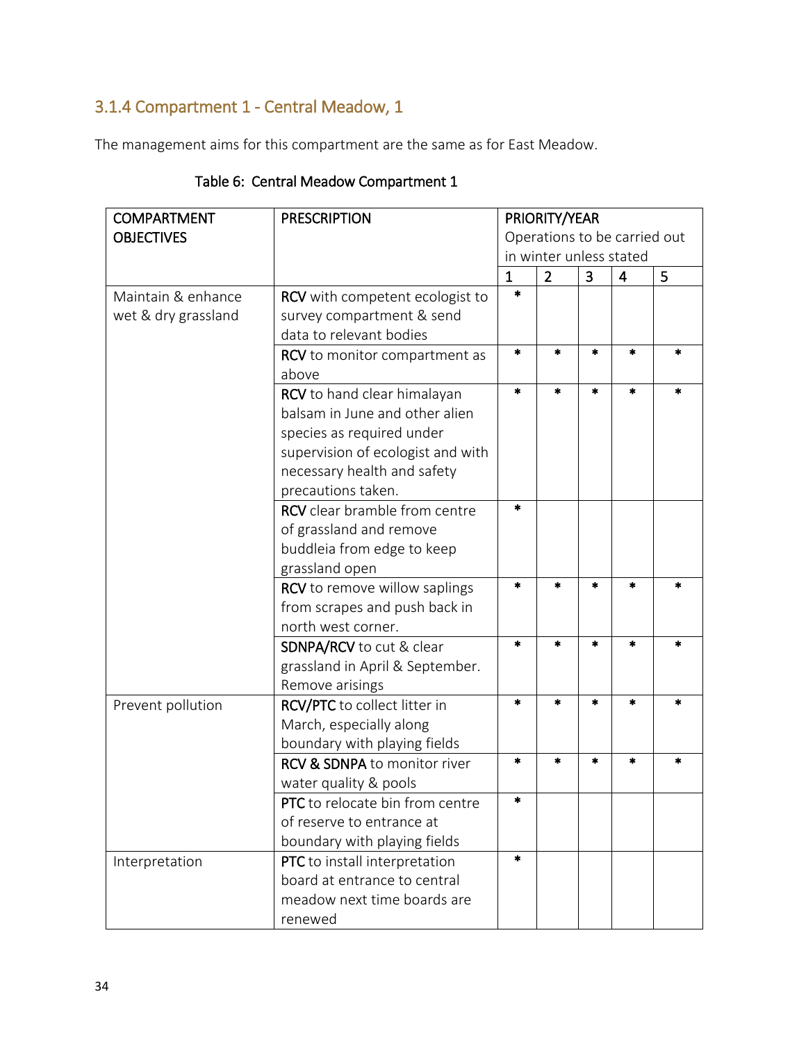### 3.1.4 Compartment 1 - Central Meadow, 1

The management aims for this compartment are the same as for East Meadow.

Table 6: Central Meadow Compartment 1

| COMPARTMENT OBJECTIVES | PRESCRIPTION | PRIORITY/YEAR Operations to be carried out in winter unless stated | | | | |
|---|---|---|---|---|---|---|
| | | 1 | 2 | 3 | 4 | 5 |
| Maintain & enhance wet & dry grassland | **RCV** with competent ecologist to survey compartment & send data to relevant bodies | * | | | | |
| | **RCV** to monitor compartment as above | * | * | * | * | * |
| | **RCV** to hand clear himalayan balsam in June and other alien species as required under supervision of ecologist and with necessary health and safety precautions taken. | * | * | * | * | * |
| | **RCV** clear bramble from centre of grassland and remove buddleia from edge to keep grassland open | * | | | | |
| | **RCV** to remove willow saplings from scrapes and push back in north west corner. | * | * | * | * | * |
| | **SDNPA/RCV** to cut & clear grassland in April & September. Remove arisings | * | * | * | * | * |
| Prevent pollution | **RCV/PTC** to collect litter in March, especially along boundary with playing fields | * | * | * | * | * |
| | **RCV & SDNPA** to monitor river water quality & pools | * | * | * | * | * |
| | **PTC** to relocate bin from centre of reserve to entrance at boundary with playing fields | * | | | | |
| Interpretation | **PTC** to install interpretation board at entrance to central meadow next time boards are renewed | * | | | | |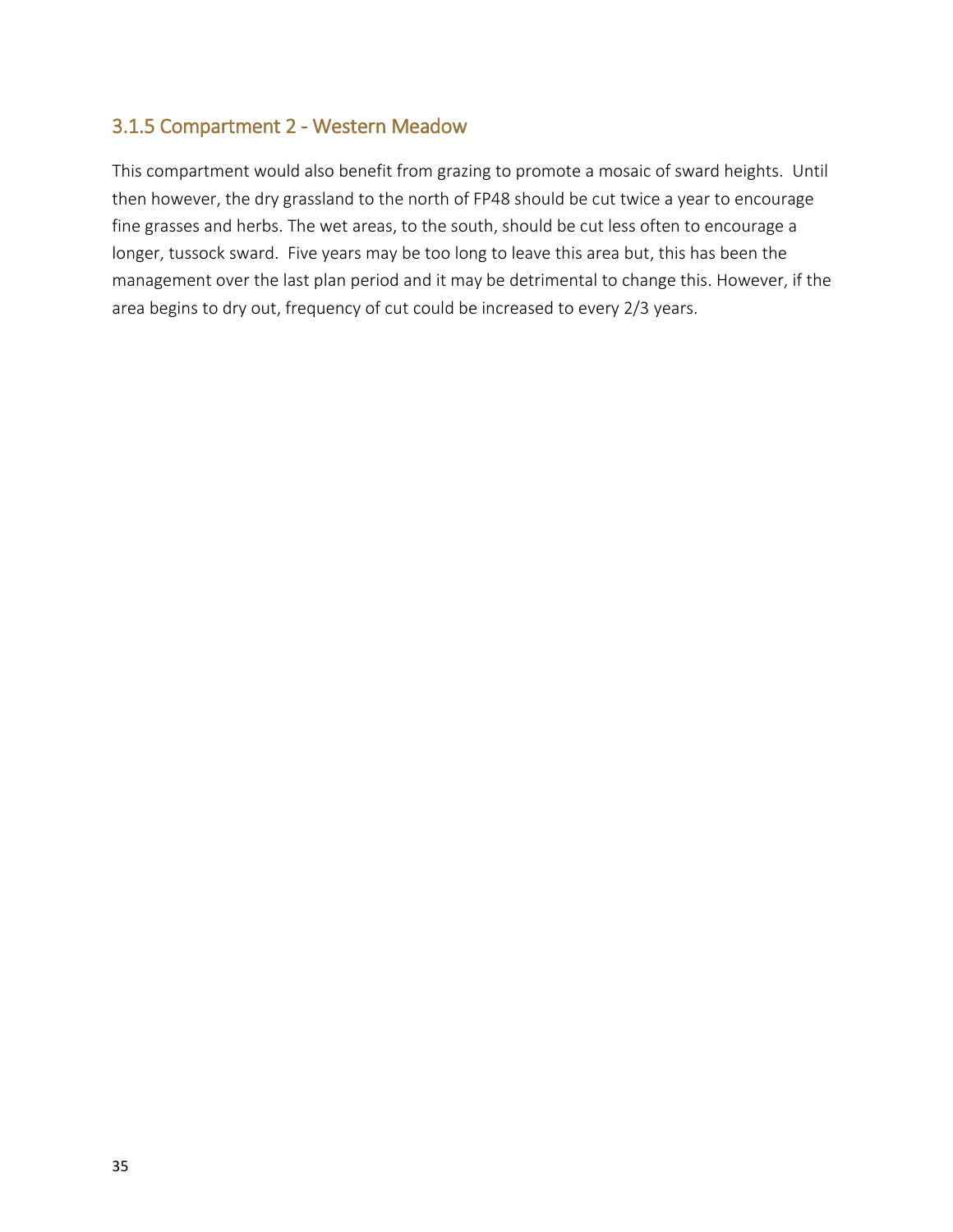### 3.1.5 Compartment 2 - Western Meadow

This compartment would also benefit from grazing to promote a mosaic of sward heights. Until then however, the dry grassland to the north of FP48 should be cut twice a year to encourage fine grasses and herbs. The wet areas, to the south, should be cut less often to encourage a longer, tussock sward. Five years may be too long to leave this area but, this has been the management over the last plan period and it may be detrimental to change this. However, if the area begins to dry out, frequency of cut could be increased to every 2/3 years.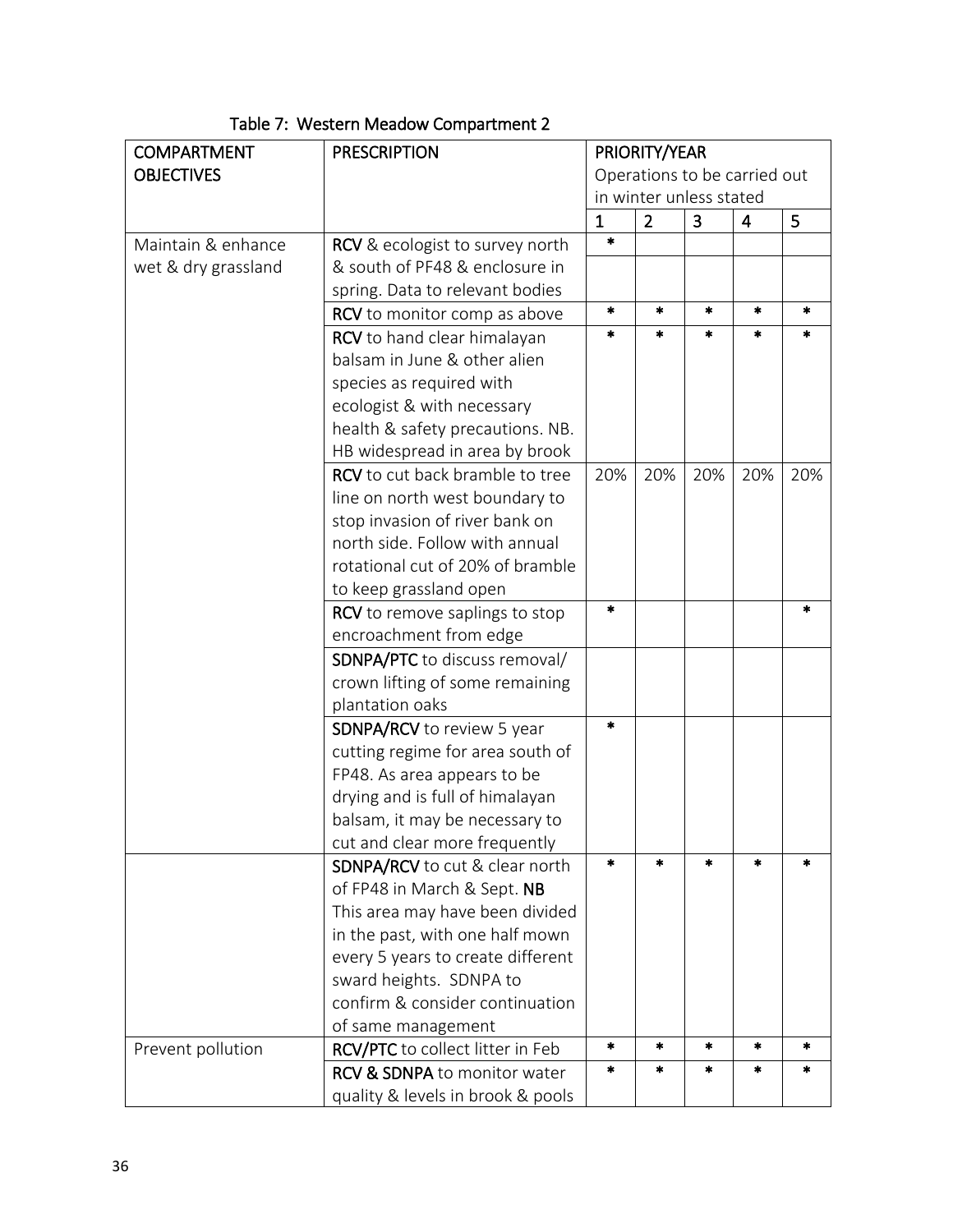Table 7: Western Meadow Compartment 2

| COMPARTMENT OBJECTIVES | PRESCRIPTION | PRIORITY/YEAR Operations to be carried out in winter unless stated | | | | |
|---|---|---|---|---|---|---|
| | | 1 | 2 | 3 | 4 | 5 |
| Maintain & enhance wet & dry grassland | **RCV** & ecologist to survey north & south of PF48 & enclosure in spring. Data to relevant bodies | * | | | | |
| | **RCV** to monitor comp as above | * | * | * | * | * |
| | **RCV** to hand clear himalayan balsam in June & other alien species as required with ecologist & with necessary health & safety precautions. NB. HB widespread in area by brook | * | * | * | * | * |
| | **RCV** to cut back bramble to tree line on north west boundary to stop invasion of river bank on north side. Follow with annual rotational cut of 20% of bramble to keep grassland open | 20% | 20% | 20% | 20% | 20% |
| | **RCV** to remove saplings to stop encroachment from edge | * | | | | * |
| | **SDNPA/PTC** to discuss removal/ crown lifting of some remaining plantation oaks | | | | | |
| | **SDNPA/RCV** to review 5 year cutting regime for area south of FP48. As area appears to be drying and is full of himalayan balsam, it may be necessary to cut and clear more frequently | * | | | | |
| | **SDNPA/RCV** to cut & clear north of FP48 in March & Sept. **NB** This area may have been divided in the past, with one half mown every 5 years to create different sward heights. SDNPA to confirm & consider continuation of same management | * | * | * | * | * |
| Prevent pollution | **RCV/PTC** to collect litter in Feb | * | * | * | * | * |
| | **RCV & SDNPA** to monitor water quality & levels in brook & pools | * | * | * | * | * |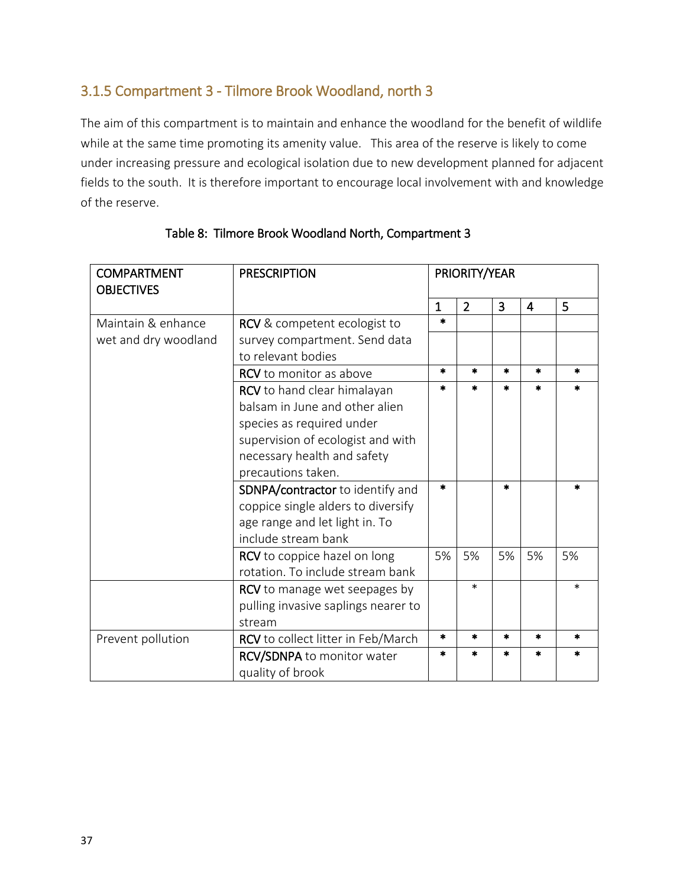### 3.1.5 Compartment 3 - Tilmore Brook Woodland, north 3

The aim of this compartment is to maintain and enhance the woodland for the benefit of wildlife while at the same time promoting its amenity value. This area of the reserve is likely to come under increasing pressure and ecological isolation due to new development planned for adjacent fields to the south. It is therefore important to encourage local involvement with and knowledge of the reserve.

Table 8: Tilmore Brook Woodland North, Compartment 3

| COMPARTMENT OBJECTIVES | PRESCRIPTION | PRIORITY/YEAR | | | | |
|---|---|---|---|---|---|---|
| | | 1 | 2 | 3 | 4 | 5 |
| Maintain & enhance wet and dry woodland | **RCV** & competent ecologist to survey compartment. Send data to relevant bodies | * | | | | |
| | **RCV** to monitor as above | * | * | * | * | * |
| | **RCV** to hand clear himalayan balsam in June and other alien species as required under supervision of ecologist and with necessary health and safety precautions taken. | * | * | * | * | * |
| | **SDNPA/contractor** to identify and coppice single alders to diversify age range and let light in. To include stream bank | * | | * | | * |
| | **RCV** to coppice hazel on long rotation. To include stream bank | 5% | 5% | 5% | 5% | 5% |
| | **RCV** to manage wet seepages by pulling invasive saplings nearer to stream | | * | | | * |
| Prevent pollution | **RCV** to collect litter in Feb/March | * | * | * | * | * |
| | **RCV/SDNPA** to monitor water quality of brook | * | * | * | * | * |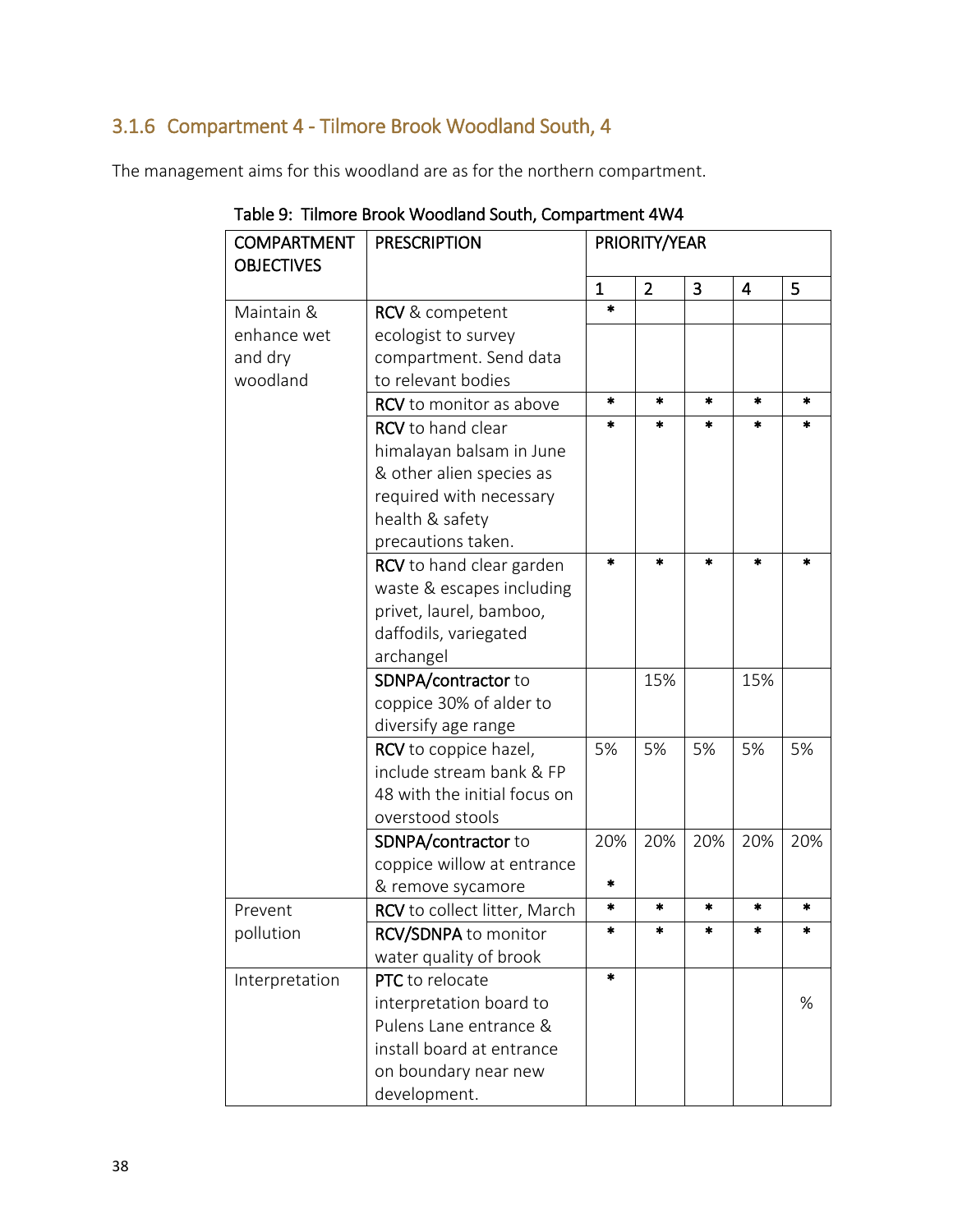### 3.1.6 Compartment 4 - Tilmore Brook Woodland South, 4

The management aims for this woodland are as for the northern compartment.

Table 9: Tilmore Brook Woodland South, Compartment 4W4

| COMPARTMENT OBJECTIVES | PRESCRIPTION | PRIORITY/YEAR | | | | |
|---|---|---|---|---|---|---|
| | | 1 | 2 | 3 | 4 | 5 |
| Maintain & enhance wet and dry woodland | **RCV** & competent ecologist to survey compartment. Send data to relevant bodies | * | | | | |
| | **RCV** to monitor as above | * | * | * | * | * |
| | **RCV** to hand clear himalayan balsam in June & other alien species as required with necessary health & safety precautions taken. | * | * | * | * | * |
| | **RCV** to hand clear garden waste & escapes including privet, laurel, bamboo, daffodils, variegated archangel | * | * | * | * | * |
| | **SDNPA/contractor** to coppice 30% of alder to diversify age range | | 15% | | 15% | |
| | **RCV** to coppice hazel, include stream bank & FP 48 with the initial focus on overstood stools | 5% | 5% | 5% | 5% | 5% |
| | **SDNPA/contractor** to coppice willow at entrance & remove sycamore | 20% * | 20% | 20% | 20% | 20% |
| Prevent pollution | **RCV** to collect litter, March | * | * | * | * | * |
| | **RCV/SDNPA** to monitor water quality of brook | * | * | * | * | * |
| Interpretation | **PTC** to relocate interpretation board to Pulens Lane entrance & install board at entrance on boundary near new development. | * | | | | % |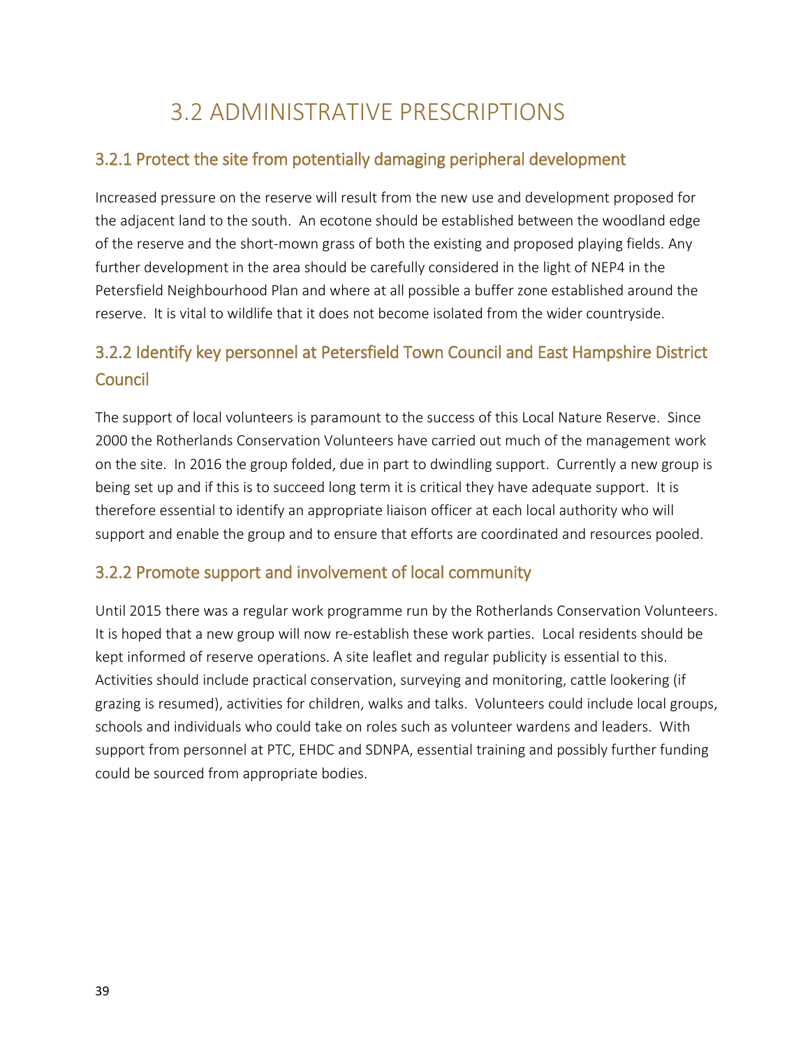# 3.2 ADMINISTRATIVE PRESCRIPTIONS

## 3.2.1 Protect the site from potentially damaging peripheral development

Increased pressure on the reserve will result from the new use and development proposed for the adjacent land to the south. An ecotone should be established between the woodland edge of the reserve and the short-mown grass of both the existing and proposed playing fields. Any further development in the area should be carefully considered in the light of NEP4 in the Petersfield Neighbourhood Plan and where at all possible a buffer zone established around the reserve. It is vital to wildlife that it does not become isolated from the wider countryside.

## 3.2.2 Identify key personnel at Petersfield Town Council and East Hampshire District Council

The support of local volunteers is paramount to the success of this Local Nature Reserve. Since 2000 the Rotherlands Conservation Volunteers have carried out much of the management work on the site. In 2016 the group folded, due in part to dwindling support. Currently a new group is being set up and if this is to succeed long term it is critical they have adequate support. It is therefore essential to identify an appropriate liaison officer at each local authority who will support and enable the group and to ensure that efforts are coordinated and resources pooled.

## 3.2.2 Promote support and involvement of local community

Until 2015 there was a regular work programme run by the Rotherlands Conservation Volunteers. It is hoped that a new group will now re-establish these work parties. Local residents should be kept informed of reserve operations. A site leaflet and regular publicity is essential to this. Activities should include practical conservation, surveying and monitoring, cattle lookering (if grazing is resumed), activities for children, walks and talks. Volunteers could include local groups, schools and individuals who could take on roles such as volunteer wardens and leaders. With support from personnel at PTC, EHDC and SDNPA, essential training and possibly further funding could be sourced from appropriate bodies.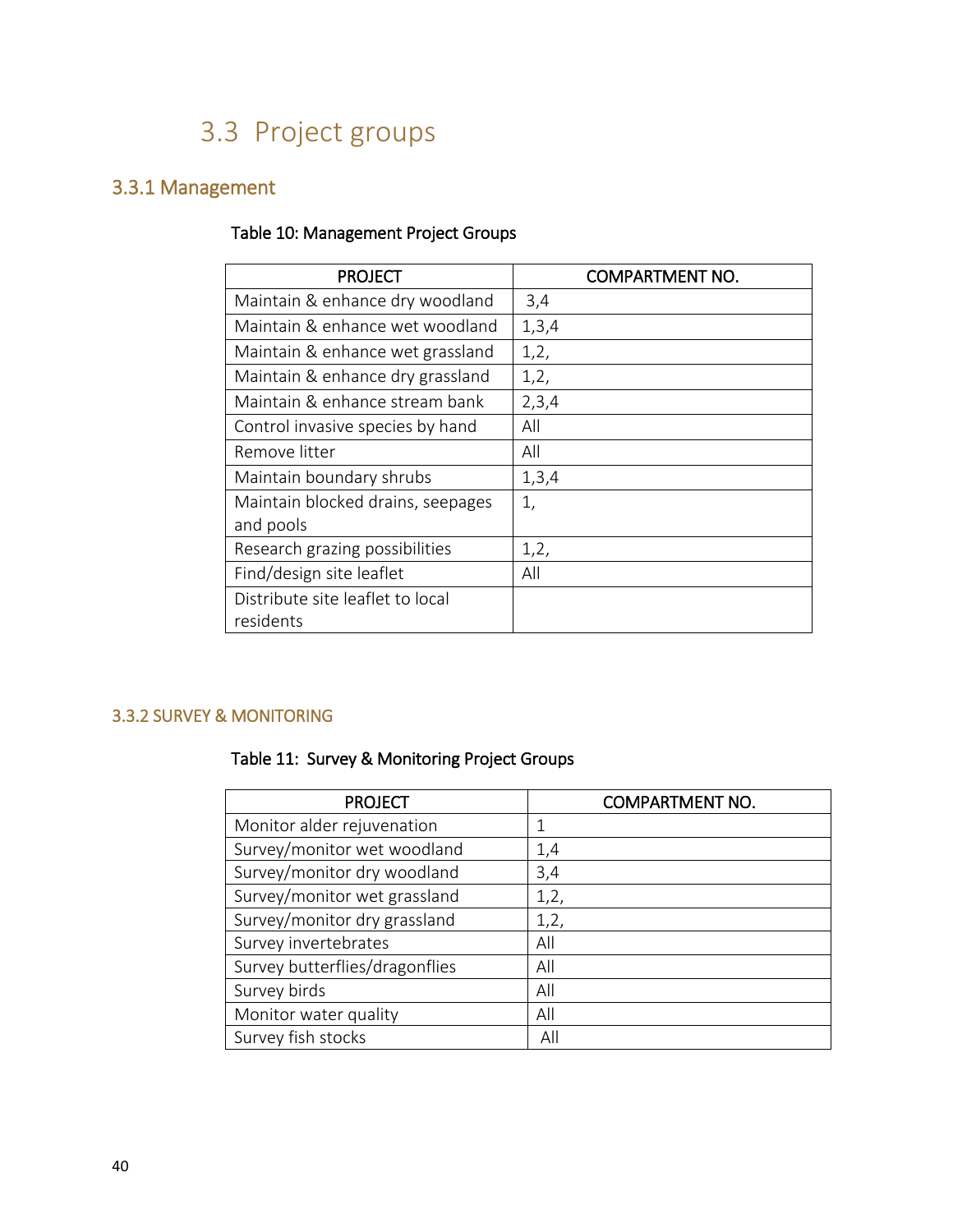## 3.3 Project groups

### 3.3.1 Management

Table 10: Management Project Groups

| PROJECT | COMPARTMENT NO. |
|---|---|
| Maintain & enhance dry woodland | 3,4 |
| Maintain & enhance wet woodland | 1,3,4 |
| Maintain & enhance wet grassland | 1,2, |
| Maintain & enhance dry grassland | 1,2, |
| Maintain & enhance stream bank | 2,3,4 |
| Control invasive species by hand | All |
| Remove litter | All |
| Maintain boundary shrubs | 1,3,4 |
| Maintain blocked drains, seepages and pools | 1, |
| Research grazing possibilities | 1,2, |
| Find/design site leaflet | All |
| Distribute site leaflet to local residents | |

### 3.3.2 SURVEY & MONITORING

Table 11: Survey & Monitoring Project Groups

| PROJECT | COMPARTMENT NO. |
|---|---|
| Monitor alder rejuvenation | 1 |
| Survey/monitor wet woodland | 1,4 |
| Survey/monitor dry woodland | 3,4 |
| Survey/monitor wet grassland | 1,2, |
| Survey/monitor dry grassland | 1,2, |
| Survey invertebrates | All |
| Survey butterflies/dragonflies | All |
| Survey birds | All |
| Monitor water quality | All |
| Survey fish stocks | All |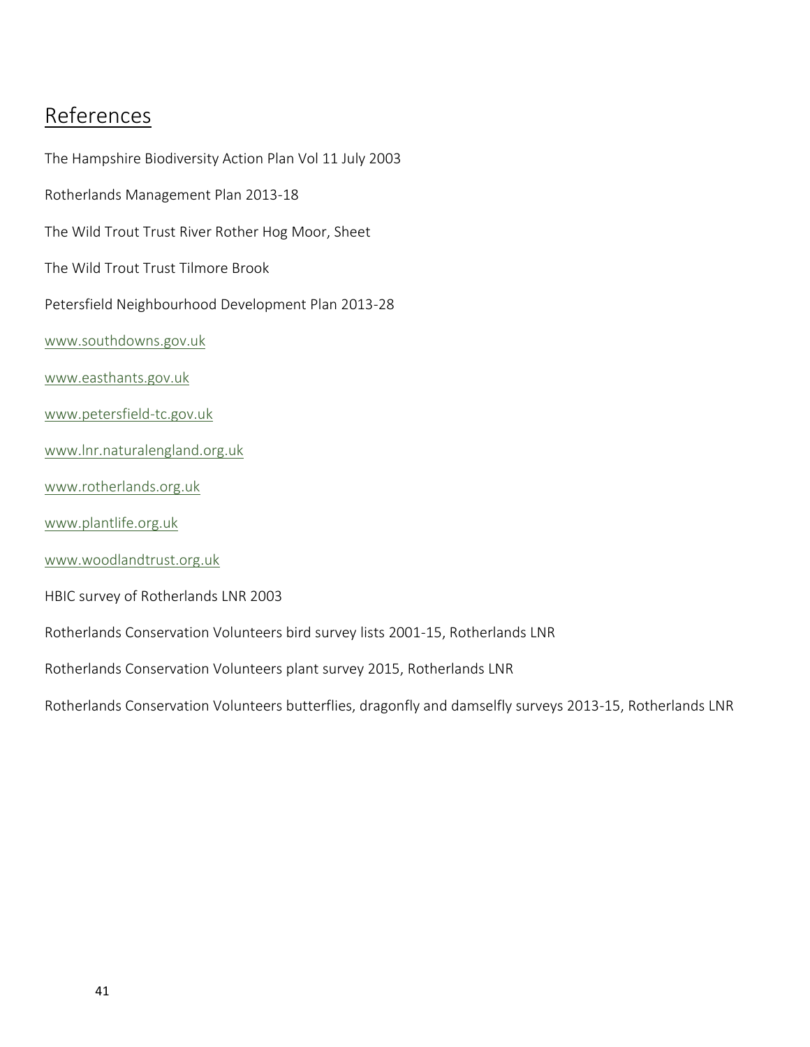## References

The Hampshire Biodiversity Action Plan Vol 11 July 2003

Rotherlands Management Plan 2013-18

The Wild Trout Trust River Rother Hog Moor, Sheet

The Wild Trout Trust Tilmore Brook

Petersfield Neighbourhood Development Plan 2013-28

www.southdowns.gov.uk

www.easthants.gov.uk

www.petersfield-tc.gov.uk

www.lnr.naturalengland.org.uk

www.rotherlands.org.uk

www.plantlife.org.uk

www.woodlandtrust.org.uk

HBIC survey of Rotherlands LNR 2003

Rotherlands Conservation Volunteers bird survey lists 2001-15, Rotherlands LNR

Rotherlands Conservation Volunteers plant survey 2015, Rotherlands LNR

Rotherlands Conservation Volunteers butterflies, dragonfly and damselfly surveys 2013-15, Rotherlands LNR